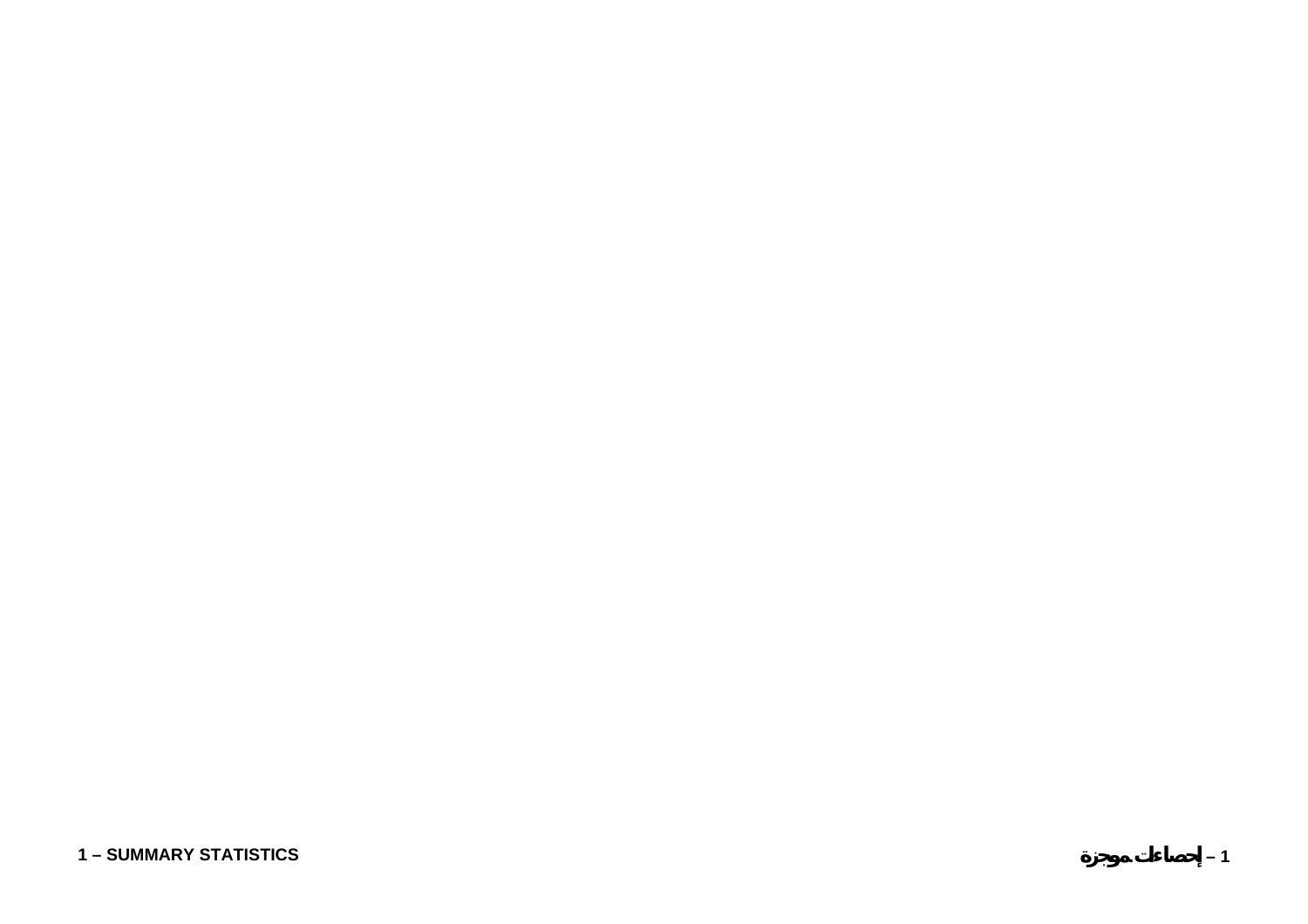1 – SUMMARY STATISTICS

1 – إحصاءات موجزة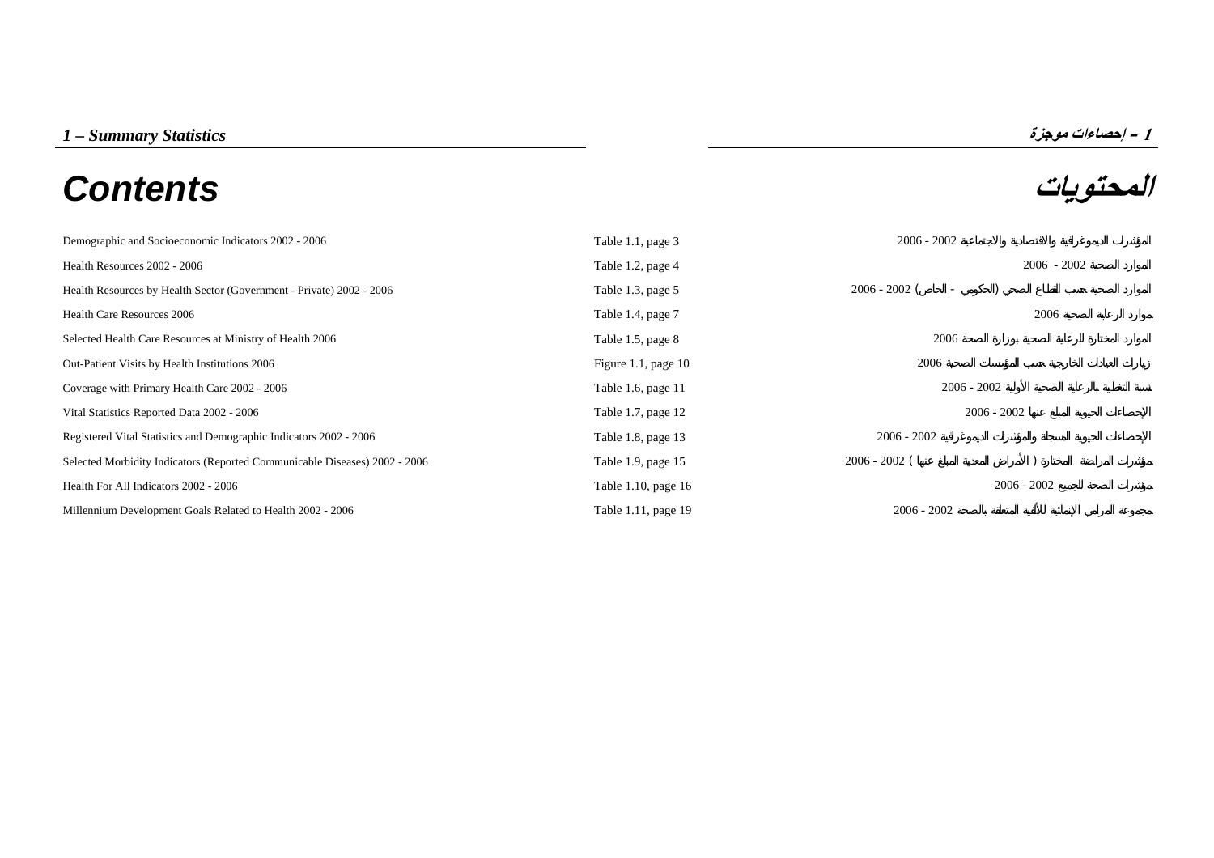*1 – Summary Statistics*

*1 – إحصاءات موجزة*

# Contents

# المحتويات

| | | |
|---|---|---|
| Demographic and Socioeconomic Indicators 2002 - 2006 | Table 1.1, page 3 | المؤشرات الديموغرافية والاقتصادية والاجتماعية 2002 - 2006 |
| Health Resources 2002 - 2006 | Table 1.2, page 4 | الموارد الصحية 2002 - 2006 |
| Health Resources by Health Sector (Government - Private) 2002 - 2006 | Table 1.3, page 5 | الموارد الصحية بحسب القطاع الصحي (الحكومي - الخاص) 2002 - 2006 |
| Health Care Resources 2006 | Table 1.4, page 7 | موارد الرعاية الصحية 2006 |
| Selected Health Care Resources at Ministry of Health 2006 | Table 1.5, page 8 | الموارد المختارة للرعاية الصحية بوزارة الصحة 2006 |
| Out-Patient Visits by Health Institutions 2006 | Figure 1.1, page 10 | زيارات العيادات الخارجية بحسب المؤسسات الصحية 2006 |
| Coverage with Primary Health Care 2002 - 2006 | Table 1.6, page 11 | نسبة التغطية بالرعاية الصحية الأولية 2002 - 2006 |
| Vital Statistics Reported Data 2002 - 2006 | Table 1.7, page 12 | الإحصاءات الحيوية المبلغ عنها 2002 - 2006 |
| Registered Vital Statistics and Demographic Indicators 2002 - 2006 | Table 1.8, page 13 | الإحصاءات الحيوية المسجلة والمؤشرات الديموغرافية 2002 - 2006 |
| Selected Morbidity Indicators (Reported Communicable Diseases) 2002 - 2006 | Table 1.9, page 15 | مؤشرات المراضة المختارة (الأمراض المعدية المبلغ عنها) 2002 - 2006 |
| Health For All Indicators 2002 - 2006 | Table 1.10, page 16 | مؤشرات الصحة للجميع 2002 - 2006 |
| Millennium Development Goals Related to Health 2002 - 2006 | Table 1.11, page 19 | مجموعة المرامي الإنمائية للألفية المتعلقة بالصحة 2002 - 2006 |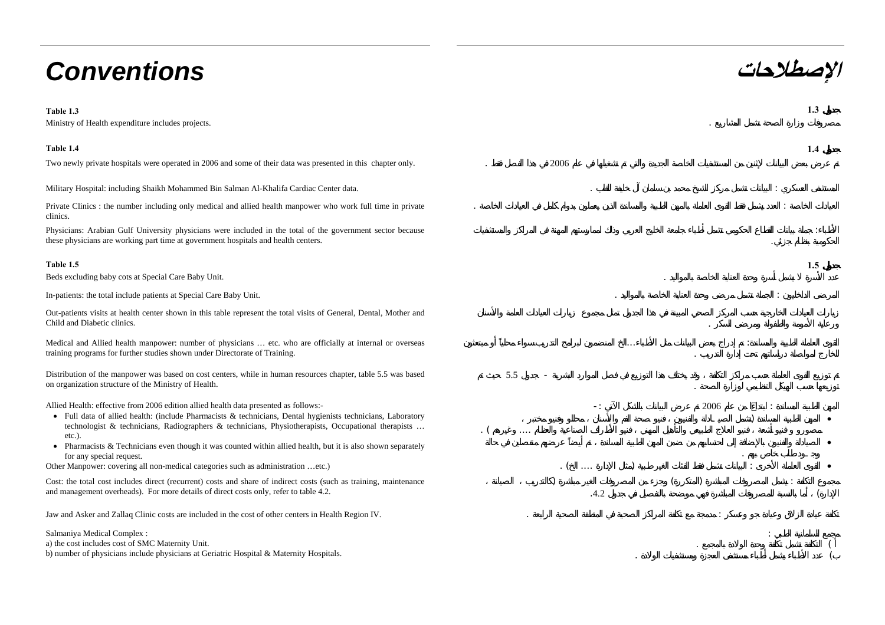# Conventions

# الإصطلاحات

**Table 1.3**

Ministry of Health expenditure includes projects.

**جدول 1.3**

مصروفات وزارة الصحة تشمل المشاريع .

**Table 1.4**

Two newly private hospitals were operated in 2006 and some of their data was presented in this chapter only.

Military Hospital: including Shaikh Mohammed Bin Salman Al-Khalifa Cardiac Center data.

Private Clinics : the number including only medical and allied health manpower who work full time in private clinics.

Physicians: Arabian Gulf University physicians were included in the total of the government sector because these physicians are working part time at government hospitals and health centers.

**جدول 1.4**

تم عرض بعض البيانات لإثنين من المستشفيات الخاصة الجديدة والتي تم تشغيلها في عام 2006 في هذا الفصل فقط .

المستشفى العسكري : البيانات تشمل مركز الشيخ محمد بن سلمان آل خليفة للقلب .

العيادات الخاصة : العدد يشمل فقط القوى العاملة بالمهن الطبية والمساندة الذين يعملون بدوام كامل في العيادات الخاصة .

الأطباء: جملة بيانات القطاع الحكومي تشمل أطباء جامعة الخليج العربي وذلك لممارستهم المهنة في المراكز والمستشفيات الحكومية بنظام جزئي.

**Table 1.5**

Beds excluding baby cots at Special Care Baby Unit.

In-patients: the total include patients at Special Care Baby Unit.

Out-patients visits at health center shown in this table represent the total visits of General, Dental, Mother and Child and Diabetic clinics.

Medical and Allied health manpower: number of physicians … etc. who are officially at internal or overseas training programs for further studies shown under Directorate of Training.

Distribution of the manpower was based on cost centers, while in human resources chapter, table 5.5 was based on organization structure of the Ministry of Health.

Allied Health: effective from 2006 edition allied health data presented as follows:-

- Full data of allied health: (include Pharmacists & technicians, Dental hygienists technicians, Laboratory technologist & technicians, Radiographers & technicians, Physiotherapists, Occupational therapists … etc.).
- Pharmacists & Technicians even though it was counted within allied health, but it is also shown separately for any special request.

Other Manpower: covering all non-medical categories such as administration …etc.)

Cost: the total cost includes direct (recurrent) costs and share of indirect costs (such as training, maintenance and management overheads). For more details of direct costs only, refer to table 4.2.

Jaw and Asker and Zallaq Clinic costs are included in the cost of other centers in Health Region IV.

Salmaniya Medical Complex :

a) the cost includes cost of SMC Maternity Unit.

b) number of physicians include physicians at Geriatric Hospital & Maternity Hospitals.

**جدول 1.5**

عدد الأسرة لا يشمل أسرة وحدة العناية الخاصة بالمواليد .

المرضى الداخليون : الجملة تشمل مرضى وحدة العناية الخاصة بالمواليد .

زيارات العيادات الخارجية حسب المراكز الصحي المبينة في هذا الجدول تمثل مجموع زيارات العيادات العامة والأسنان ورعاية الأمومة والطفولة ومرضى السكر .

القوى العاملة الطبية والمساندة: تم إدراج بعض البيانات مثل الأطباء...الخ المنضمون لبرامج التدريب سواء محلياً أو مبتعثون للخارج لمواصلة دراستهم تحت إدارة التدريب .

تم توزيع القوى العاملة حسب مراكز التكلفة ، وقد يختلف هذا التوزيع في فصل الموارد البشرية - جدول 5.5 حيث تم توزيعها حسب الهيكل التنظيمي لوزارة الصحة .

المهن الطبية المساندة : ابتداءاً من عام 2006 تم عرض البيانات بالشكل الآتي : -

- المهن الطبية المساندة (تشمل الصيادلة والفنيين ، فنيو صحة الفم والأسنان ، محللو وفنيو مختبر ، مصورو وفنيو أشعة ، فنيو العلاج الطبيعي والتأهيل المهني ، فنيو الأطراف الصناعية والعظام .... وغيرهم ) .
- الصيادلة والفنيين بالإضافة إلى احتسابهم من ضمن المهن الطبية المساندة ، تم أيضاً عرضهم منفصلين في حالة وجود طلب خاص بهم .
- القوى العاملة الأخرى : البيانات تشمل فقط الفئات الغير طبية (مثل الإدارة .... الخ) .

مجموع التكلفة : يشمل المصروفات المباشرة (المتكررة) وجزء من المصروفات الغير مباشرة (كالتدريب ، الصيانة ، الإدارة) ، أما بالنسبة للمصروفات المباشرة فهي موضحة بالتفصيل في جدول 4.2.

تكلفة عيادة الزلاق وعيادة جو وعسكر : مدمجة مع تكلفة المراكز الصحية في المنطقة الصحية الرابعة .

مجمع السلمانية الطبي :

أ ) التكلفة تشمل تكلفة وحدة الولادة بالمجمع .

ب) عدد الأطباء يشمل أطباء مستشفى العجزة ومستشفيات الولادة .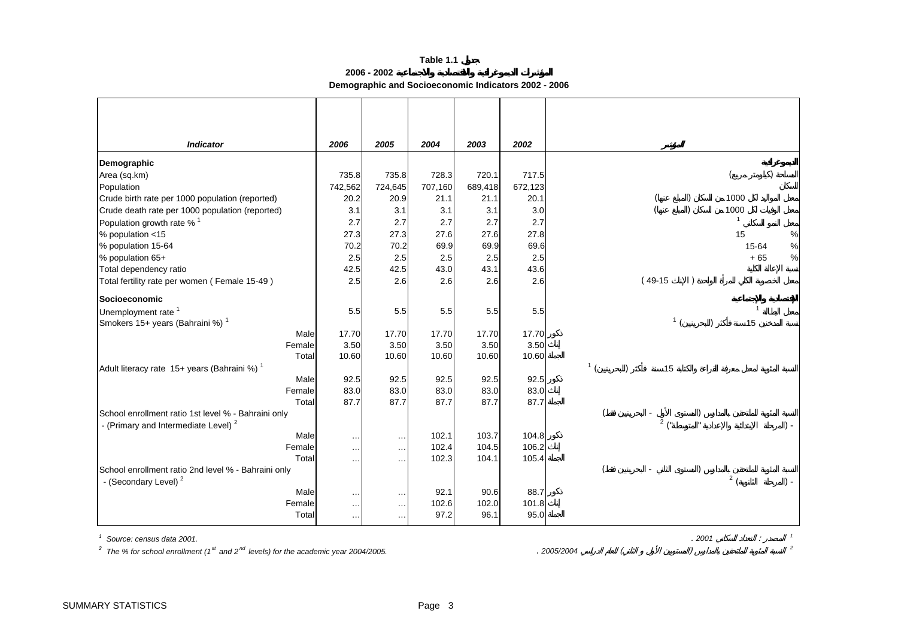**Table 1.1 جدول**

**المؤشرات الديموغرافية والاقتصادية والاجتماعية 2002 - 2006**

**Demographic and Socioeconomic Indicators 2002 - 2006**

| *Indicator* | *2006* | *2005* | *2004* | *2003* | *2002* | | *المؤشر* |
|---|---|---|---|---|---|---|---|
| **Demographic** | | | | | | | **الديموغرافية** |
| Area (sq.km) | 735.8 | 735.8 | 728.3 | 720.1 | 717.5 | | المساحة (كيلومتر مربع) |
| Population | 742,562 | 724,645 | 707,160 | 689,418 | 672,123 | | السكان |
| Crude birth rate per 1000 population (reported) | 20.2 | 20.9 | 21.1 | 21.1 | 20.1 | | معدل المواليد لكل 1000 من السكان (المبلغ عنها) |
| Crude death rate per 1000 population (reported) | 3.1 | 3.1 | 3.1 | 3.1 | 3.0 | | معدل الوفيات لكل 1000 من السكان (المبلغ عنها) |
| Population growth rate % [1] | 2.7 | 2.7 | 2.7 | 2.7 | 2.7 | | معدل النمو السكاني [1] |
| % population <15 | 27.3 | 27.3 | 27.6 | 27.6 | 27.8 | | % 15 |
| % population 15-64 | 70.2 | 70.2 | 69.9 | 69.9 | 69.6 | | % 15-64 |
| % population 65+ | 2.5 | 2.5 | 2.5 | 2.5 | 2.5 | | % 65 + |
| Total dependency ratio | 42.5 | 42.5 | 43.0 | 43.1 | 43.6 | | نسبة الإعالة الكلية |
| Total fertility rate per women ( Female 15-49 ) | 2.5 | 2.6 | 2.6 | 2.6 | 2.6 | | معدل الخصوبة الكلي للمرأة الواحدة ( الإناث 15-49 ) |
| **Socioeconomic** | | | | | | | **الاقتصادية والاجتماعية** |
| Unemployment rate [1] | 5.5 | 5.5 | 5.5 | 5.5 | 5.5 | | معدل البطالة [1] |
| Smokers 15+ years (Bahraini %) [1] | | | | | | | نسبة المدخنين 15سنة فأكثر (للبحرينيين) [1] |
| Male | 17.70 | 17.70 | 17.70 | 17.70 | 17.70 | ذكور | |
| Female | 3.50 | 3.50 | 3.50 | 3.50 | 3.50 | إناث | |
| Total | 10.60 | 10.60 | 10.60 | 10.60 | 10.60 | الجملة | |
| Adult literacy rate 15+ years (Bahraini %) [1] | | | | | | | النسبة المئوية لمعدل معرفة القراءة والكتابة 15سنة فأكثر (للبحرينيين) [1] |
| Male | 92.5 | 92.5 | 92.5 | 92.5 | 92.5 | ذكور | |
| Female | 83.0 | 83.0 | 83.0 | 83.0 | 83.0 | إناث | |
| Total | 87.7 | 87.7 | 87.7 | 87.7 | 87.7 | الجملة | |
| School enrollment ratio 1st level % - Bahraini only - (Primary and Intermediate Level) [2] | | | | | | | النسبة المئوية للملتحقين بالمدارس (المستوى الأول - البحرينيين فقط) - (المرحلة الابتدائية والإعدادية "المتوسطة") [2] |
| Male | … | … | 102.1 | 103.7 | 104.8 | ذكور | |
| Female | … | … | 102.4 | 104.5 | 106.2 | إناث | |
| Total | … | … | 102.3 | 104.1 | 105.4 | الجملة | |
| School enrollment ratio 2nd level % - Bahraini only - (Secondary Level) [2] | | | | | | | النسبة المئوية للملتحقين بالمدارس (المستوى الثاني - البحرينيين فقط) - (المرحلة الثانوية) [2] |
| Male | … | … | 92.1 | 90.6 | 88.7 | ذكور | |
| Female | … | … | 102.6 | 102.0 | 101.8 | إناث | |
| Total | … | … | 97.2 | 96.1 | 95.0 | الجملة | |

[1] *Source: census data 2001.* — [1] *المصدر : التعداد السكاني 2001 .*

[2] *The % for school enrollment (1st and 2nd levels) for the academic year 2004/2005.* — [2] *النسبة المئوية للملتحقين بالمدارس (المستويين الأول و الثاني) للعام الدراسي 2005/2004 .*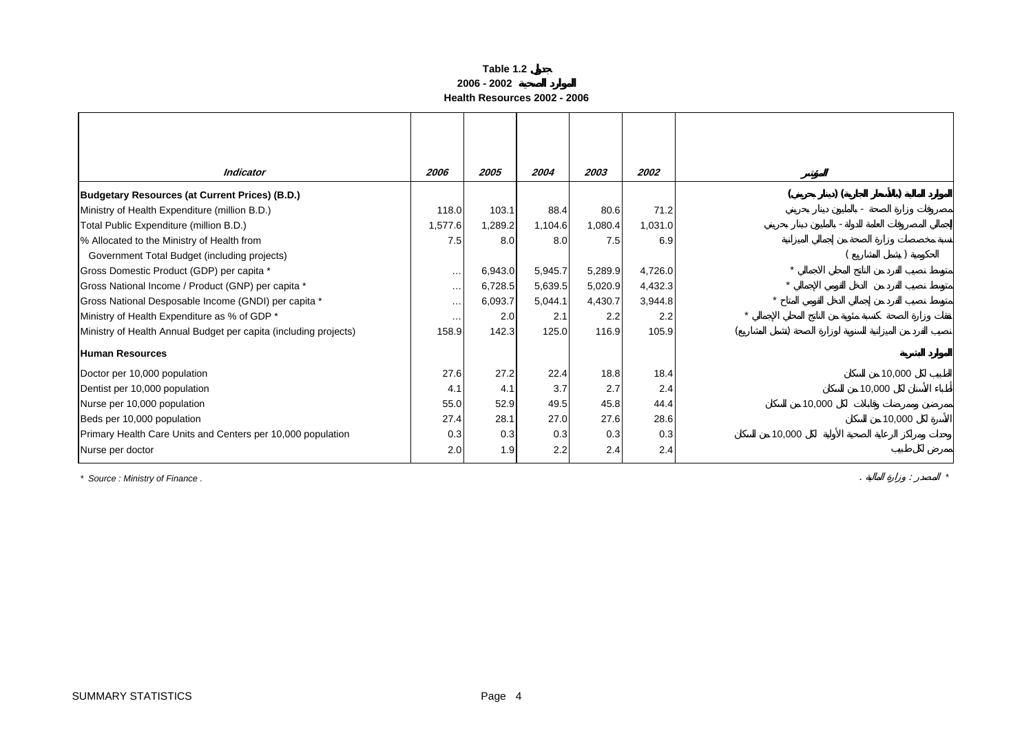**Table 1.2 جدول**

**2006 - 2002 الموارد الصحية**

**Health Resources 2002 - 2006**

| *Indicator* | *2006* | *2005* | *2004* | *2003* | *2002* | المؤشر |
|---|---|---|---|---|---|---|
| **Budgetary Resources (at Current Prices) (B.D.)** | | | | | | **الموارد المالية (بالأسعار الجارية) (دينار بحريني)** |
| Ministry of Health Expenditure (million B.D.) | 118.0 | 103.1 | 88.4 | 80.6 | 71.2 | مصروفات وزارة الصحة - بالمليون دينار بحريني |
| Total Public Expenditure (million B.D.) | 1,577.6 | 1,289.2 | 1,104.6 | 1,080.4 | 1,031.0 | إجمالي المصروفات العامة للدولة - بالمليون دينار بحريني |
| % Allocated to the Ministry of Health from Government Total Budget (including projects) | 7.5 | 8.0 | 8.0 | 7.5 | 6.9 | نسبة مخصصات وزارة الصحة من إجمالي الميزانية الحكومية ( يشمل المشاريع ) |
| Gross Domestic Product (GDP) per capita * | ... | 6,943.0 | 5,945.7 | 5,289.9 | 4,726.0 | متوسط نصيب الفرد من الناتج المحلي الاجمالي * |
| Gross National Income / Product (GNP) per capita * | ... | 6,728.5 | 5,639.5 | 5,020.9 | 4,432.3 | متوسط نصيب الفرد من الدخل القومي الإجمالي * |
| Gross National Desposable Income (GNDI) per capita * | ... | 6,093.7 | 5,044.1 | 4,430.7 | 3,944.8 | متوسط نصيب الفرد من إجمالي الدخل القومي المتاح * |
| Ministry of Health Expenditure as % of GDP * | ... | 2.0 | 2.1 | 2.2 | 2.2 | نفقات وزارة الصحة كنسبة مئوية من الناتج المحلي الإجمالي * |
| Ministry of Health Annual Budget per capita (including projects) | 158.9 | 142.3 | 125.0 | 116.9 | 105.9 | نصيب الفرد من الميزانية السنوية لوزارة الصحة (يشمل المشاريع) |
| **Human Resources** | | | | | | **الموارد البشرية** |
| Doctor per 10,000 population | 27.6 | 27.2 | 22.4 | 18.8 | 18.4 | الطبيب لكل 10,000 من السكان |
| Dentist per 10,000 population | 4.1 | 4.1 | 3.7 | 2.7 | 2.4 | أطباء الأسنان لكل 10,000 من السكان |
| Nurse per 10,000 population | 55.0 | 52.9 | 49.5 | 45.8 | 44.4 | ممرضين وممرضات وقابلات لكل 10,000 من السكان |
| Beds per 10,000 population | 27.4 | 28.1 | 27.0 | 27.6 | 28.6 | الأسرة لكل 10,000 من السكان |
| Primary Health Care Units and Centers per 10,000 population | 0.3 | 0.3 | 0.3 | 0.3 | 0.3 | وحدات ومراكز الرعاية الصحية الأولية لكل 10,000 من السكان |
| Nurse per doctor | 2.0 | 1.9 | 2.2 | 2.4 | 2.4 | ممرض لكل طبيب |

*\* Source : Ministry of Finance .*

*\* المصدر : وزارة المالية .*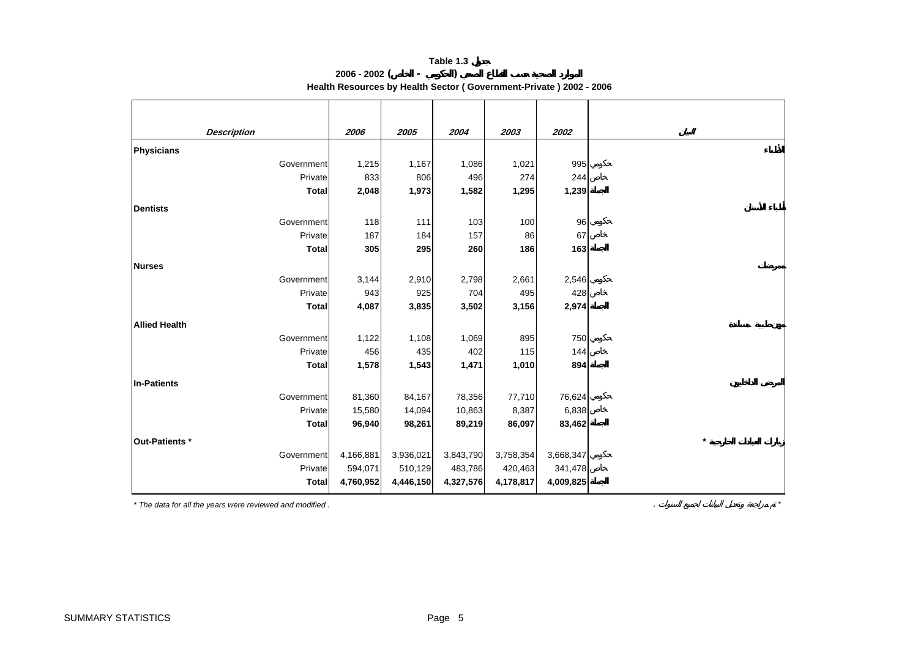**Table 1.3 جدول**

**الموارد الصحية حسب القطاع الصحي (الحكومي - الخاص) 2002 - 2006**

**Health Resources by Health Sector ( Government-Private ) 2002 - 2006**

| Description | 2006 | 2005 | 2004 | 2003 | 2002 | البيان |
|---|---|---|---|---|---|---|
| **Physicians** | | | | | | **الأطباء** |
| Government | 1,215 | 1,167 | 1,086 | 1,021 | 995 | حكومي |
| Private | 833 | 806 | 496 | 274 | 244 | خاص |
| **Total** | **2,048** | **1,973** | **1,582** | **1,295** | **1,239** | **الجملة** |
| **Dentists** | | | | | | **أطباء الأسنان** |
| Government | 118 | 111 | 103 | 100 | 96 | حكومي |
| Private | 187 | 184 | 157 | 86 | 67 | خاص |
| **Total** | **305** | **295** | **260** | **186** | **163** | **الجملة** |
| **Nurses** | | | | | | **ممرضات** |
| Government | 3,144 | 2,910 | 2,798 | 2,661 | 2,546 | حكومي |
| Private | 943 | 925 | 704 | 495 | 428 | خاص |
| **Total** | **4,087** | **3,835** | **3,502** | **3,156** | **2,974** | **الجملة** |
| **Allied Health** | | | | | | **مهن طبية مساندة** |
| Government | 1,122 | 1,108 | 1,069 | 895 | 750 | حكومي |
| Private | 456 | 435 | 402 | 115 | 144 | خاص |
| **Total** | **1,578** | **1,543** | **1,471** | **1,010** | **894** | **الجملة** |
| **In-Patients** | | | | | | **المرضى الداخليون** |
| Government | 81,360 | 84,167 | 78,356 | 77,710 | 76,624 | حكومي |
| Private | 15,580 | 14,094 | 10,863 | 8,387 | 6,838 | خاص |
| **Total** | **96,940** | **98,261** | **89,219** | **86,097** | **83,462** | **الجملة** |
| **Out-Patients *** | | | | | | **زيارات العيادات الخارجية *** |
| Government | 4,166,881 | 3,936,021 | 3,843,790 | 3,758,354 | 3,668,347 | حكومي |
| Private | 594,071 | 510,129 | 483,786 | 420,463 | 341,478 | خاص |
| **Total** | **4,760,952** | **4,446,150** | **4,327,576** | **4,178,817** | **4,009,825** | **الجملة** |

*\* The data for all the years were reviewed and modified .*

\* تم مراجعة وتعديل البيانات لجميع السنوات .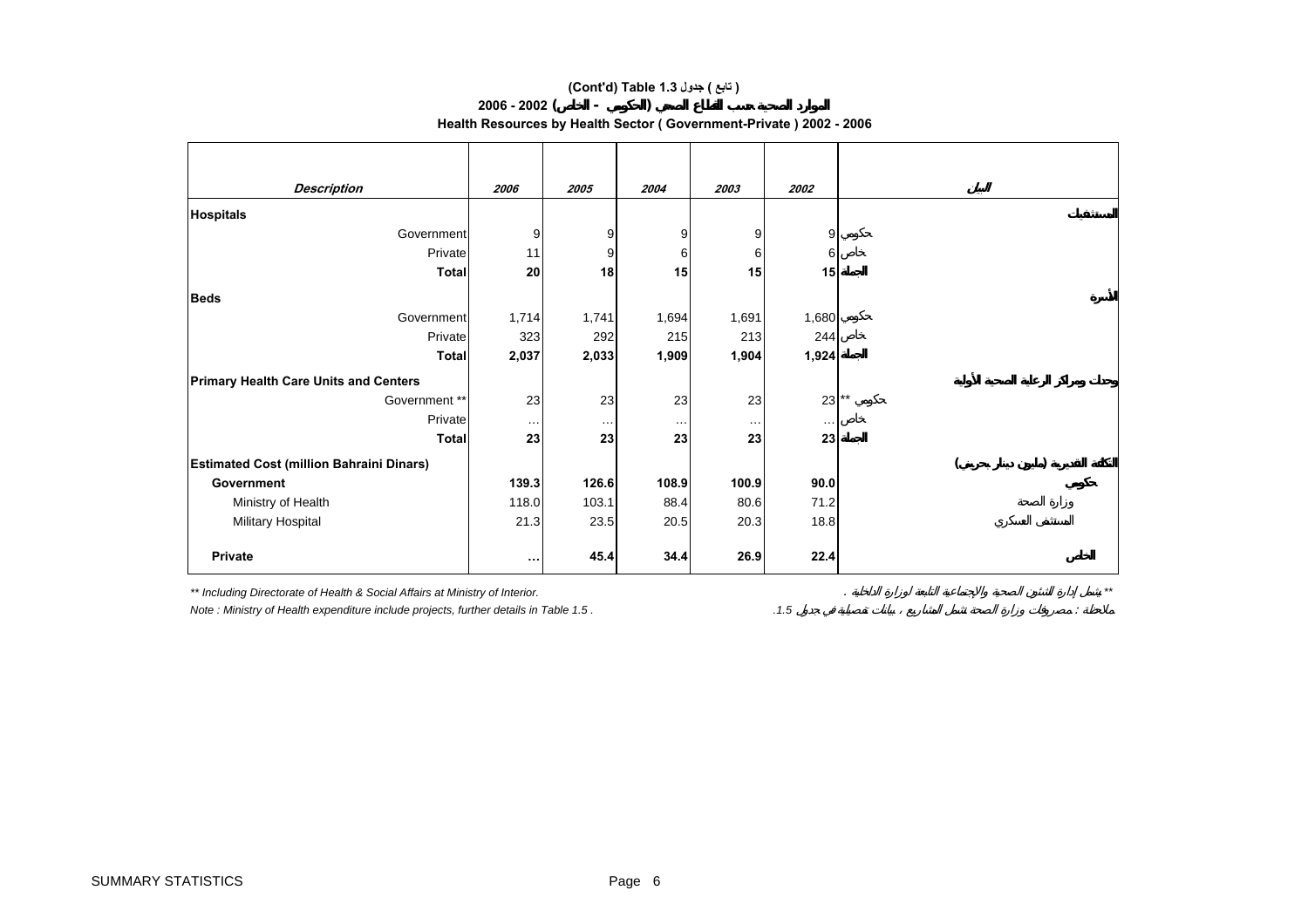**(Cont'd) Table 1.3 جدول ( تابع )**

**الموارد الصحية حسب القطاع الصحي (الحكومي - الخاص) 2002 - 2006**

**Health Resources by Health Sector ( Government-Private ) 2002 - 2006**

| Description | 2006 | 2005 | 2004 | 2003 | 2002 | البيان |
|---|---|---|---|---|---|---|
| **Hospitals** | | | | | | **المستشفيات** |
| Government | 9 | 9 | 9 | 9 | 9 | حكومي |
| Private | 11 | 9 | 6 | 6 | 6 | خاص |
| **Total** | **20** | **18** | **15** | **15** | **15** | **الجملة** |
| **Beds** | | | | | | **الأسرة** |
| Government | 1,714 | 1,741 | 1,694 | 1,691 | 1,680 | حكومي |
| Private | 323 | 292 | 215 | 213 | 244 | خاص |
| **Total** | **2,037** | **2,033** | **1,909** | **1,904** | **1,924** | **الجملة** |
| **Primary Health Care Units and Centers** | | | | | | **وحدات ومراكز الرعاية الصحية الأولية** |
| Government ** | 23 | 23 | 23 | 23 | 23 | حكومي ** |
| Private | … | … | … | … | … | خاص |
| **Total** | **23** | **23** | **23** | **23** | **23** | **الجملة** |
| **Estimated Cost (million Bahraini Dinars)** | | | | | | **التكلفة التقديرية (مليون دينار بحريني)** |
| **Government** | **139.3** | **126.6** | **108.9** | **100.9** | **90.0** | **حكومي** |
| Ministry of Health | 118.0 | 103.1 | 88.4 | 80.6 | 71.2 | وزارة الصحة |
| Military Hospital | 21.3 | 23.5 | 20.5 | 20.3 | 18.8 | المستشفى العسكري |
| **Private** | **…** | **45.4** | **34.4** | **26.9** | **22.4** | **الخاص** |

*** Including Directorate of Health & Social Affairs at Ministry of Interior.* | ** يشمل إدارة الشئون الصحية والاجتماعية التابعة لوزارة الداخلية .

*Note : Ministry of Health expenditure include projects, further details in Table 1.5 .* | ملاحظة : مصروفات وزارة الصحة تشمل المشاريع ، بيانات تفصيلية في جدول 1.5.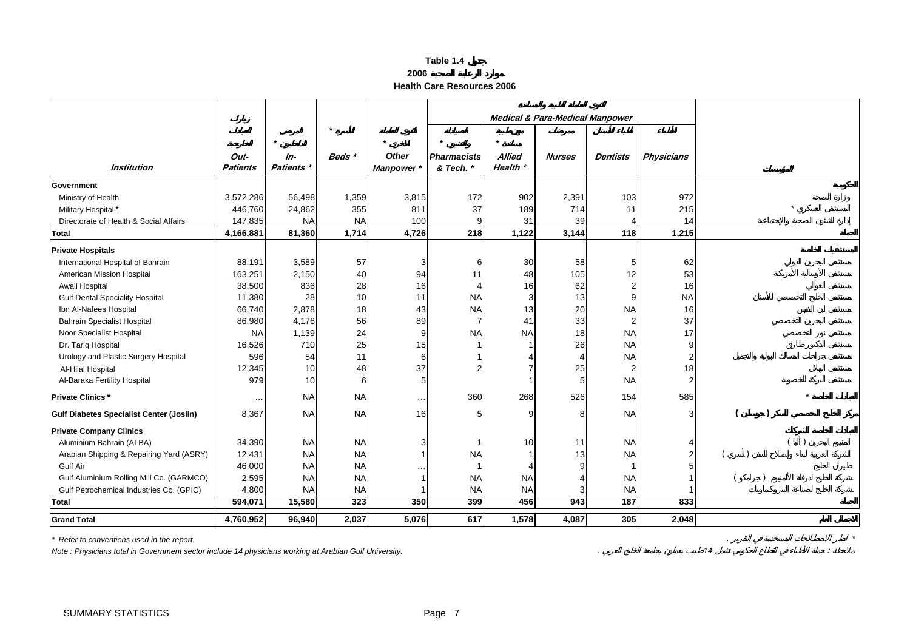**Table 1.4 جدول**

**2006 موارد الرعاية الصحية**

**Health Care Resources 2006**

| Institution | Out-Patients زيارات العيادات الخارجية | In-Patients * المرضى الداخليين * | Beds * الأسرة * | Other Manpower * القوى العاملة الأخرى * | Medical & Para-Medical Manpower القوى العاملة الطبية والمساندة | | | | | المؤسسة |
|---|---|---|---|---|---|---|---|---|---|---|
| | | | | | Pharmacists & Tech. * الصيادلة والفنيين * | Allied Health * مهن طبية مساندة * | Nurses ممرضات | Dentists أطباء الأسنان | Physicians الأطباء | |
| **Government** | | | | | | | | | | **الحكومية** |
| Ministry of Health | 3,572,286 | 56,498 | 1,359 | 3,815 | 172 | 902 | 2,391 | 103 | 972 | وزارة الصحة |
| Military Hospital * | 446,760 | 24,862 | 355 | 811 | 37 | 189 | 714 | 11 | 215 | المستشفى العسكري * |
| Directorate of Health & Social Affairs | 147,835 | NA | NA | 100 | 9 | 31 | 39 | 4 | 14 | إدارة الشئون الصحية والإجتماعية |
| **Total** | **4,166,881** | **81,360** | **1,714** | **4,726** | **218** | **1,122** | **3,144** | **118** | **1,215** | **الجملة** |
| **Private Hospitals** | | | | | | | | | | **المستشفيات الخاصة** |
| International Hospital of Bahrain | 88,191 | 3,589 | 57 | 3 | 6 | 30 | 58 | 5 | 62 | مستشفى البحرين الدولي |
| American Mission Hospital | 163,251 | 2,150 | 40 | 94 | 11 | 48 | 105 | 12 | 53 | مستشفى الأرسالية الأمريكية |
| Awali Hospital | 38,500 | 836 | 28 | 16 | 4 | 16 | 62 | 2 | 16 | مستشفى العوالي |
| Gulf Dental Speciality Hospital | 11,380 | 28 | 10 | 11 | NA | 3 | 13 | 9 | NA | مستشفى الخليج التخصصي للأسنان |
| Ibn Al-Nafees Hospital | 66,740 | 2,878 | 18 | 43 | NA | 13 | 20 | NA | 16 | مستشفى ابن النفيس |
| Bahrain Specialist Hospital | 86,980 | 4,176 | 56 | 89 | 7 | 41 | 33 | 2 | 37 | مستشفى البحرين التخصصي |
| Noor Specialist Hospital | NA | 1,139 | 24 | 9 | NA | NA | 18 | NA | 17 | مستشفى نور التخصصي |
| Dr. Tariq Hospital | 16,526 | 710 | 25 | 15 | 1 | 1 | 26 | NA | 9 | مستشفى الدكتور طارق |
| Urology and Plastic Surgery Hospital | 596 | 54 | 11 | 6 | 1 | 4 | 4 | NA | 2 | مستشفى جراحات المسالك البولية والتجميل |
| Al-Hilal Hospital | 12,345 | 10 | 48 | 37 | 2 | 7 | 25 | 2 | 18 | مستشفى الهلال |
| Al-Baraka Fertility Hospital | 979 | 10 | 6 | 5 | | 1 | 5 | NA | 2 | مستشفى البركة للخصوبة |
| **Private Clinics *** | … | NA | NA | … | 360 | 268 | 526 | 154 | 585 | **العيادات الخاصة *** |
| **Gulf Diabetes Specialist Center (Joslin)** | 8,367 | NA | NA | 16 | 5 | 9 | 8 | NA | 3 | **مركز الخليج التخصصي للسكر ( جوسلين )** |
| **Private Company Clinics** | | | | | | | | | | **العيادات الخاصة للشركات** |
| Aluminium Bahrain (ALBA) | 34,390 | NA | NA | 3 | 1 | 10 | 11 | NA | 4 | ألمنيوم البحرين ( ألبا ) |
| Arabian Shipping & Repairing Yard (ASRY) | 12,431 | NA | NA | 1 | NA | 1 | 13 | NA | 2 | الشركة العربية لبناء وإصلاح السفن ( أسري ) |
| Gulf Air | 46,000 | NA | NA | … | 1 | 4 | 9 | 1 | 5 | طيران الخليج |
| Gulf Aluminium Rolling Mill Co. (GARMCO) | 2,595 | NA | NA | 1 | NA | NA | 4 | NA | 1 | شركة الخليج لدرفلة الألمنيوم ( جرامكو ) |
| Gulf Petrochemical Industries Co. (GPIC) | 4,800 | NA | NA | 1 | NA | NA | 3 | NA | 1 | شركة الخليج لصناعة البتروكيماويات |
| **Total** | **594,071** | **15,580** | **323** | **350** | **399** | **456** | **943** | **187** | **833** | **الجملة** |
| **Grand Total** | **4,760,952** | **96,940** | **2,037** | **5,076** | **617** | **1,578** | **4,087** | **305** | **2,048** | **الإجمالي العام** |

\* Refer to conventions used in the report. — * انظر الاصطلاحات المستخدمة في التقرير .

Note : Physicians total in Government sector include 14 physicians working at Arabian Gulf University. — ملاحظة : جملة الأطباء في القطاع الحكومي تشمل 14 طبيب يعملون بجامعة الخليج العربي .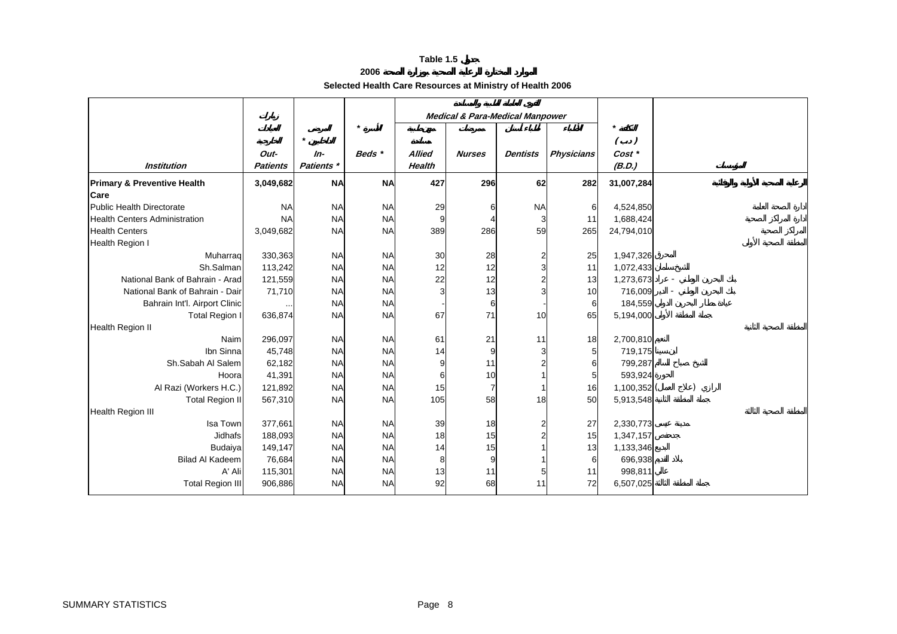**Table 1.5 جدول**

**الموارد المختارة للرعاية الصحية بوزارة الصحة 2006**

**Selected Health Care Resources at Ministry of Health 2006**

| | زيارات العيادات الخارجية | المرضى الداخليين * | الأسرة * | القوى العاملة الطبية والمساندة Medical & Para-Medical Manpower | | | | التكلفة * (د.ب) | |
|---|---|---|---|---|---|---|---|---|---|
| *Institution* | *Out-Patients* | *In-Patients ** | *Beds ** | مهن طبية مساندة *Allied Health* | ممرضات *Nurses* | أطباء أسنان *Dentists* | الأطباء *Physicians* | *Cost ** *(B.D.)* | المؤسسة |
| **Primary & Preventive Health Care** | **3,049,682** | **NA** | **NA** | **427** | **296** | **62** | **282** | **31,007,284** | **الرعاية الصحية الأولية والوقائية** |
| Public Health Directorate | NA | NA | NA | 29 | 6 | NA | 6 | 4,524,850 | إدارة الصحة العامة |
| Health Centers Administration | NA | NA | NA | 9 | 4 | 3 | 11 | 1,688,424 | إدارة المراكز الصحية |
| Health Centers | 3,049,682 | NA | NA | 389 | 286 | 59 | 265 | 24,794,010 | المراكز الصحية |
| Health Region I | | | | | | | | | المنطقة الصحية الأولى |
| Muharraq | 330,363 | NA | NA | 30 | 28 | 2 | 25 | 1,947,326 | المحرق |
| Sh.Salman | 113,242 | NA | NA | 12 | 12 | 3 | 11 | 1,072,433 | الشيخ سلمان |
| National Bank of Bahrain - Arad | 121,559 | NA | NA | 22 | 12 | 2 | 13 | 1,273,673 | بنك البحرين الوطني - عراد |
| National Bank of Bahrain - Dair | 71,710 | NA | NA | 3 | 13 | 3 | 10 | 716,009 | بنك البحرين الوطني - الدير |
| Bahrain Int'l. Airport Clinic | ... | NA | NA | - | 6 | - | 6 | 184,559 | عيادة مطار البحرين الدولي |
| Total Region I | 636,874 | NA | NA | 67 | 71 | 10 | 65 | 5,194,000 | جملة المنطقة الأولى |
| Health Region II | | | | | | | | | المنطقة الصحية الثانية |
| Naim | 296,097 | NA | NA | 61 | 21 | 11 | 18 | 2,700,810 | النعيم |
| Ibn Sinna | 45,748 | NA | NA | 14 | 9 | 3 | 5 | 719,175 | ابن سينا |
| Sh.Sabah Al Salem | 62,182 | NA | NA | 9 | 11 | 2 | 6 | 799,287 | الشيخ صباح السالم |
| Hoora | 41,391 | NA | NA | 6 | 10 | 1 | 5 | 593,924 | الحورة |
| Al Razi (Workers H.C.) | 121,892 | NA | NA | 15 | 7 | 1 | 16 | 1,100,352 | الرازي (علاج العمال) |
| Total Region II | 567,310 | NA | NA | 105 | 58 | 18 | 50 | 5,913,548 | جملة المنطقة الثانية |
| Health Region III | | | | | | | | | المنطقة الصحية الثالثة |
| Isa Town | 377,661 | NA | NA | 39 | 18 | 2 | 27 | 2,330,773 | مدينة عيسى |
| Jidhafs | 188,093 | NA | NA | 18 | 15 | 2 | 15 | 1,347,157 | جدحفص |
| Budaiya | 149,147 | NA | NA | 14 | 15 | 1 | 13 | 1,133,346 | البديع |
| Bilad Al Kadeem | 76,684 | NA | NA | 8 | 9 | 1 | 6 | 696,938 | بلاد القديم |
| A' Ali | 115,301 | NA | NA | 13 | 11 | 5 | 11 | 998,811 | عالي |
| Total Region III | 906,886 | NA | NA | 92 | 68 | 11 | 72 | 6,507,025 | جملة المنطقة الثالثة |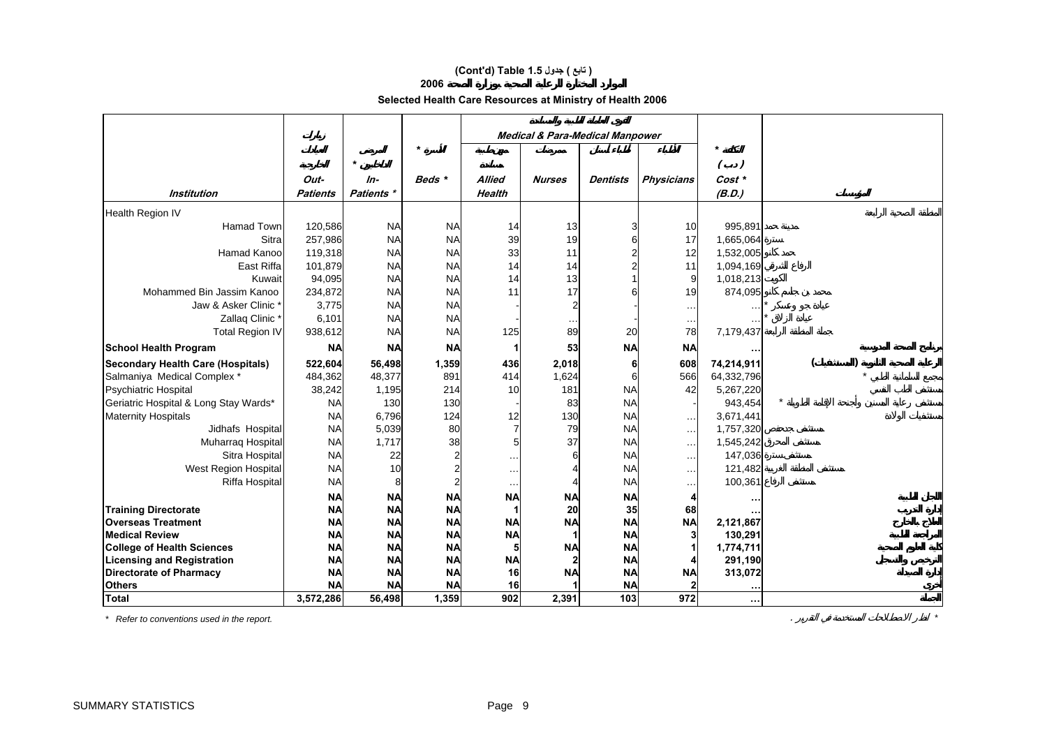# (Cont'd) Table 1.5 جدول ( تابع )

## الموارد المختارة للرعاية الصحية بوزارة الصحة 2006

## Selected Health Care Resources at Ministry of Health 2006

| Institution | زيارات العيادات الخارجية Out-Patients | المرضى الداخليين * In-Patients * | الأسرة * Beds * | القوى العاملة الطبية والمساعدة Medical & Para-Medical Manpower | | | | التكلفة * ( د.ب ) Cost * (B.D.) | المؤسسة |
|---|---|---|---|---|---|---|---|---|---|
| | | | | مهن طبية مساعدة Allied Health | ممرضات Nurses | أطباء أسنان Dentists | الأطباء Physicians | | |
| Health Region IV | | | | | | | | | المنطقة الصحية الرابعة |
| Hamad Town | 120,586 | NA | NA | 14 | 13 | 3 | 10 | 995,891 | مدينة حمد |
| Sitra | 257,986 | NA | NA | 39 | 19 | 6 | 17 | 1,665,064 | سترة |
| Hamad Kanoo | 119,318 | NA | NA | 33 | 11 | 2 | 12 | 1,532,005 | حمد كانو |
| East Riffa | 101,879 | NA | NA | 14 | 14 | 2 | 11 | 1,094,169 | الرفاع الشرقي |
| Kuwait | 94,095 | NA | NA | 14 | 13 | 1 | 9 | 1,018,213 | الكويت |
| Mohammed Bin Jassim Kanoo | 234,872 | NA | NA | 11 | 17 | 6 | 19 | 874,095 | محمد بن جاسم كانو |
| Jaw & Asker Clinic * | 3,775 | NA | NA | - | 2 | - | … | … | عيادة جو وعسكر * |
| Zallaq Clinic * | 6,101 | NA | NA | - | … | - | … | … | عيادة الزلاق * |
| Total Region IV | 938,612 | NA | NA | 125 | 89 | 20 | 78 | 7,179,437 | جملة المنطقة الرابعة |
| **School Health Program** | **NA** | **NA** | **NA** | **1** | **53** | **NA** | **NA** | **…** | **برنامج الصحة المدرسية** |
| **Secondary Health Care (Hospitals)** | **522,604** | **56,498** | **1,359** | **436** | **2,018** | **6** | **608** | **74,214,911** | **الرعاية الصحية الثانوية (المستشفيات)** |
| Salmaniya Medical Complex * | 484,362 | 48,377 | 891 | 414 | 1,624 | 6 | 566 | 64,332,796 | مجمع السلمانية الطبي * |
| Psychiatric Hospital | 38,242 | 1,195 | 214 | 10 | 181 | NA | 42 | 5,267,220 | مستشفى الطب النفسي |
| Geriatric Hospital & Long Stay Wards* | NA | 130 | 130 | - | 83 | NA | - | 943,454 | مستشفى رعاية المسنين وأجنحة الإقامة الطويلة * |
| Maternity Hospitals | NA | 6,796 | 124 | 12 | 130 | NA | … | 3,671,441 | مستشفيات الولادة |
| Jidhafs Hospital | NA | 5,039 | 80 | 7 | 79 | NA | … | 1,757,320 | مستشفى جدحفص |
| Muharraq Hospital | NA | 1,717 | 38 | 5 | 37 | NA | … | 1,545,242 | مستشفى المحرق |
| Sitra Hospital | NA | 22 | 2 | … | 6 | NA | … | 147,036 | مستشفى سترة |
| West Region Hospital | NA | 10 | 2 | … | 4 | NA | … | 121,482 | مستشفى المنطقة الغربية |
| Riffa Hospital | NA | 8 | 2 | … | 4 | NA | … | 100,361 | مستشفى الرفاع |
| | **NA** | **NA** | **NA** | **NA** | **NA** | **NA** | **4** | **…** | **اللجان الطبية** |
| **Training Directorate** | **NA** | **NA** | **NA** | **1** | **20** | **35** | **68** | **…** | **إدارة التدريب** |
| **Overseas Treatment** | **NA** | **NA** | **NA** | **NA** | **NA** | **NA** | **NA** | **2,121,867** | **العلاج بالخارج** |
| **Medical Review** | **NA** | **NA** | **NA** | **NA** | **1** | **NA** | **3** | **130,291** | **المراجعة الطبية** |
| **College of Health Sciences** | **NA** | **NA** | **NA** | **5** | **NA** | **NA** | **1** | **1,774,711** | **كلية العلوم الصحية** |
| **Licensing and Registration** | **NA** | **NA** | **NA** | **NA** | **2** | **NA** | **4** | **291,190** | **الترخيص والتسجيل** |
| **Directorate of Pharmacy** | **NA** | **NA** | **NA** | **16** | **NA** | **NA** | **NA** | **313,072** | **إدارة الصيدلة** |
| **Others** | **NA** | **NA** | **NA** | **16** | **1** | **NA** | **2** | **…** | **أخرى** |
| **Total** | **3,572,286** | **56,498** | **1,359** | **902** | **2,391** | **103** | **972** | **…** | **الجملة** |

* Refer to conventions used in the report.

* انظر الاصطلاحات المستخدمة في التقرير .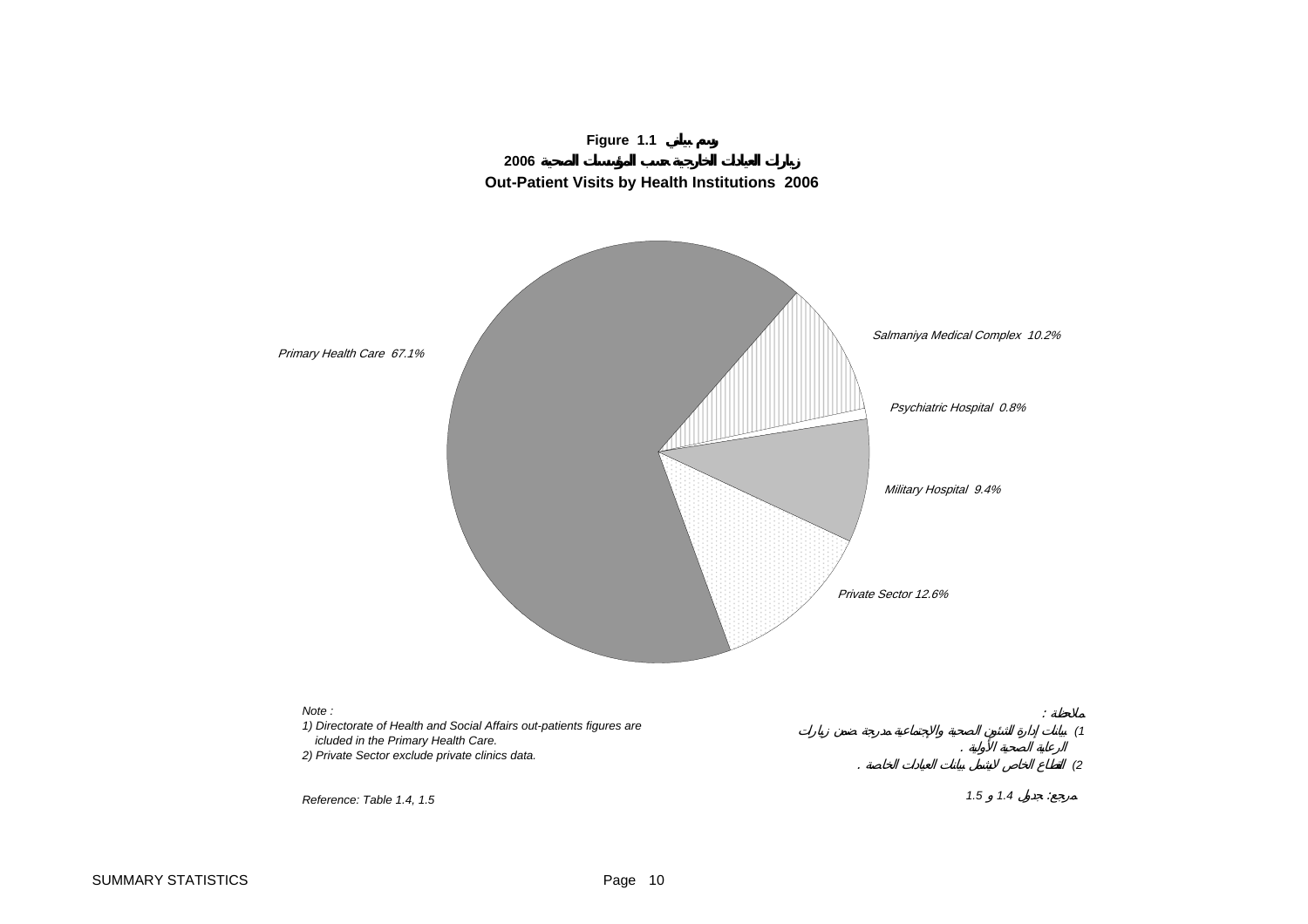**Figure 1.1 رسم بياني**

**زيارات العيادات الخارجية حسب المؤسسات الصحية 2006**

**Out-Patient Visits by Health Institutions 2006**

*Primary Health Care 67.1%*

*Salmaniya Medical Complex 10.2%*

*Psychiatric Hospital 0.8%*

*Military Hospital 9.4%*

*Private Sector 12.6%*

*Note :*

*1) Directorate of Health and Social Affairs out-patients figures are icluded in the Primary Health Care.*

*2) Private Sector exclude private clinics data.*

*ملاحظة :*

*1) بيانات إدارة الشئون الصحية والاجتماعية مدرجة ضمن زيارات الرعاية الصحية الأولية .*

*2) القطاع الخاص لايشمل بيانات العيادات الخاصة .*

*Reference: Table 1.4, 1.5*

*مرجع: جدول 1.4 و 1.5*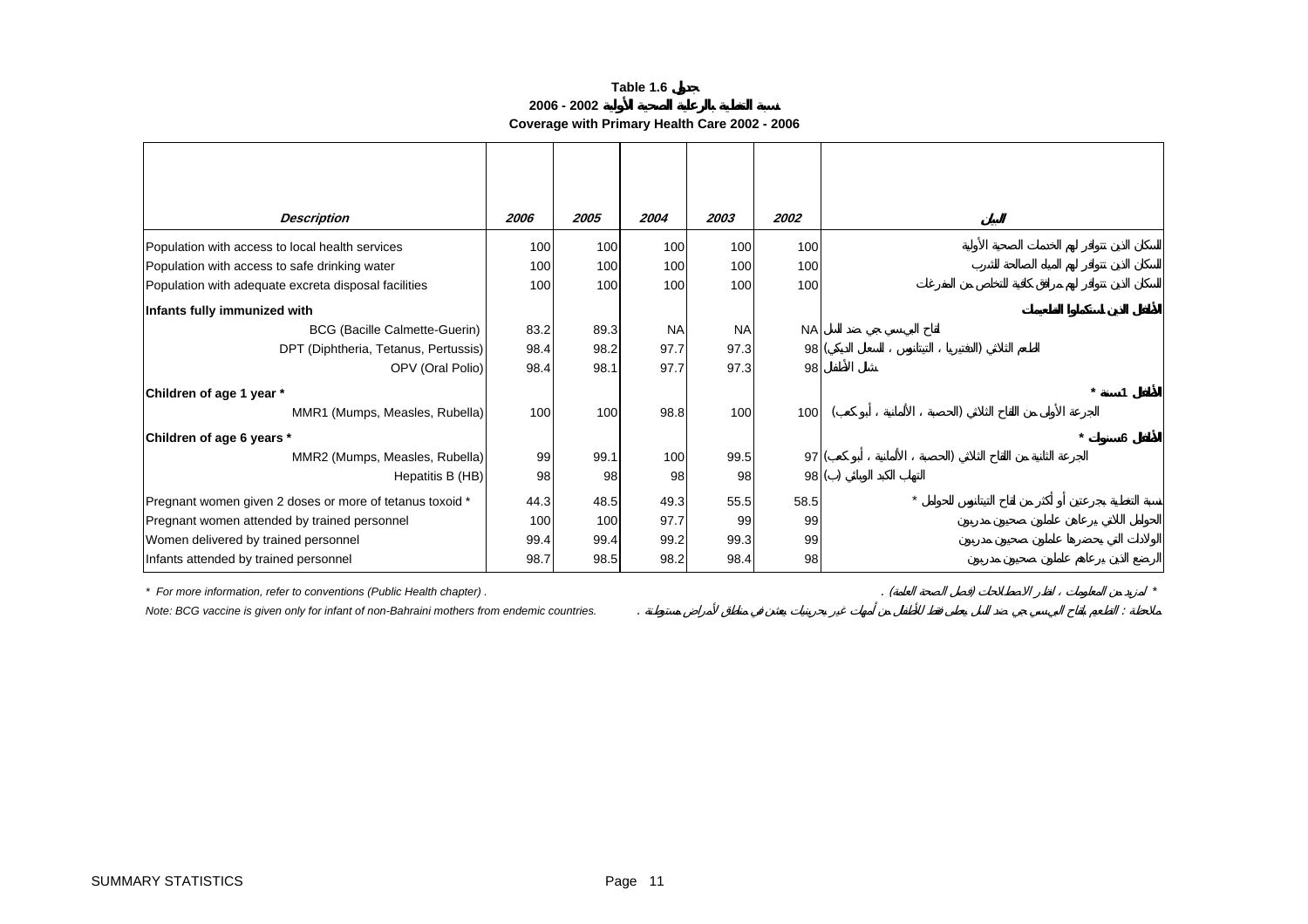**Table 1.6 جدول**

**نسبة التغطية بالرعاية الصحية الأولية 2002 - 2006**

**Coverage with Primary Health Care 2002 - 2006**

| *Description* | *2006* | *2005* | *2004* | *2003* | *2002* | البيان |
|---|---|---|---|---|---|---|
| Population with access to local health services | 100 | 100 | 100 | 100 | 100 | السكان الذين تتوافر لهم الخدمات الصحية الأولية |
| Population with access to safe drinking water | 100 | 100 | 100 | 100 | 100 | السكان الذين تتوافر لهم المياه الصالحة للشرب |
| Population with adequate excreta disposal facilities | 100 | 100 | 100 | 100 | 100 | السكان الذين تتوافر لهم مرافق كافية للتخلص من المفرغات |
| **Infants fully immunized with** | | | | | | **الأطفال الذين استكملوا التطعيمات** |
| BCG (Bacille Calmette-Guerin) | 83.2 | 89.3 | NA | NA | NA | لقاح البي سي جي ضد السل |
| DPT (Diphtheria, Tetanus, Pertussis) | 98.4 | 98.2 | 97.7 | 97.3 | 98 | الطعم الثلاثي (الدفتيريا ، التيتانوس ، السعال الديكي) |
| OPV (Oral Polio) | 98.4 | 98.1 | 97.7 | 97.3 | 98 | شلل الأطفال |
| **Children of age 1 year *** | | | | | | **الأطفال 1 سنة *** |
| MMR1 (Mumps, Measles, Rubella) | 100 | 100 | 98.8 | 100 | 100 | الجرعة الأولى من اللقاح الثلاثي (الحصبة ، الألمانية ، أبو كعب) |
| **Children of age 6 years *** | | | | | | **الأطفال 6 سنوات *** |
| MMR2 (Mumps, Measles, Rubella) | 99 | 99.1 | 100 | 99.5 | 97 | الجرعة الثانية من اللقاح الثلاثي (الحصبة ، الألمانية ، أبو كعب) |
| Hepatitis B (HB) | 98 | 98 | 98 | 98 | 98 | التهاب الكبد الوبائي (ب) |
| Pregnant women given 2 doses or more of tetanus toxoid * | 44.3 | 48.5 | 49.3 | 55.5 | 58.5 | نسبة التغطية بجرعتين أو أكثر من لقاح التيتانوس للحوامل * |
| Pregnant women attended by trained personnel | 100 | 100 | 97.7 | 99 | 99 | الحوامل اللاتي يرعاهن عاملون صحيون مدربون |
| Women delivered by trained personnel | 99.4 | 99.4 | 99.2 | 99.3 | 99 | الولادات التي يحضرها عاملون صحيون مدربون |
| Infants attended by trained personnel | 98.7 | 98.5 | 98.2 | 98.4 | 98 | الرضع الذين يرعاهم عاملون صحيون مدربون |

*\* For more information, refer to conventions (Public Health chapter) .*

*\* لمزيد من المعلومات ، انظر الاصطلاحات (فصل الصحة العامة) .*

*Note: BCG vaccine is given only for infant of non-Bahraini mothers from endemic countries.*

*ملاحظة : التطعيم بلقاح البي سي جي ضد السل يعطى فقط للأطفال من أمهات غير بحرينيات يعشن في مناطق لأمراض مستوطنة .*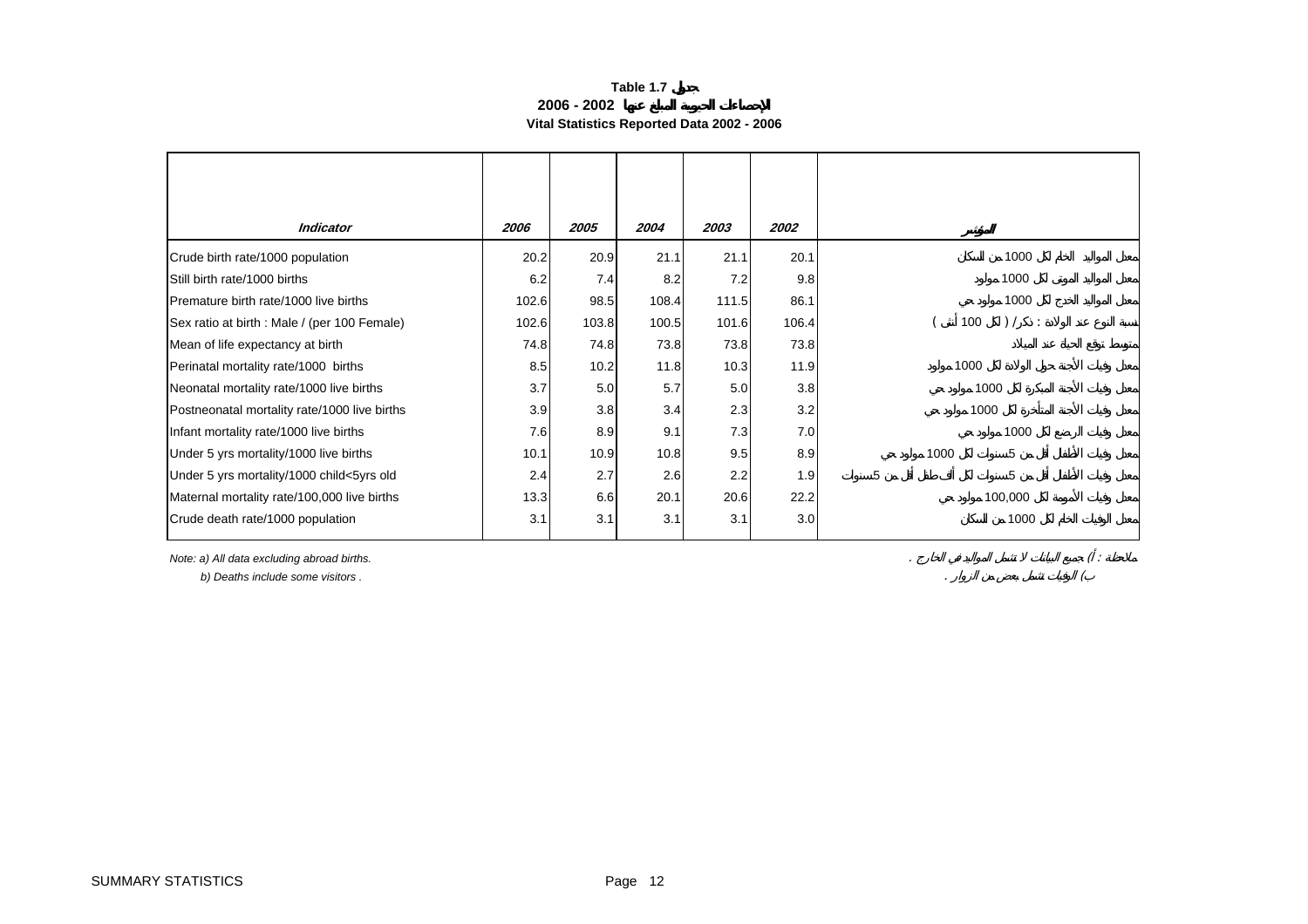**Table 1.7 جدول**

**الإحصاءات الحيوية المبلغ عنها 2002 - 2006**

**Vital Statistics Reported Data 2002 - 2006**

| *Indicator* | *2006* | *2005* | *2004* | *2003* | *2002* | المؤشر |
|---|---|---|---|---|---|---|
| Crude birth rate/1000 population | 20.2 | 20.9 | 21.1 | 21.1 | 20.1 | معدل المواليد الخام لكل 1000 من السكان |
| Still birth rate/1000 births | 6.2 | 7.4 | 8.2 | 7.2 | 9.8 | معدل المواليد الموتى لكل 1000 مولود |
| Premature birth rate/1000 live births | 102.6 | 98.5 | 108.4 | 111.5 | 86.1 | معدل المواليد الخدج لكل 1000 مولود حي |
| Sex ratio at birth : Male / (per 100 Female) | 102.6 | 103.8 | 100.5 | 101.6 | 106.4 | نسبة النوع عند الولادة : ذكر / ( لكل 100 أنثى ) |
| Mean of life expectancy at birth | 74.8 | 74.8 | 73.8 | 73.8 | 73.8 | متوسط توقع الحياة عند الميلاد |
| Perinatal mortality rate/1000 births | 8.5 | 10.2 | 11.8 | 10.3 | 11.9 | معدل وفيات الأجنة حول الولادة لكل 1000 مولود |
| Neonatal mortality rate/1000 live births | 3.7 | 5.0 | 5.7 | 5.0 | 3.8 | معدل وفيات الأجنة المبكرة لكل 1000 مولود حي |
| Postneonatal mortality rate/1000 live births | 3.9 | 3.8 | 3.4 | 2.3 | 3.2 | معدل وفيات الأجنة المتأخرة لكل 1000 مولود حي |
| Infant mortality rate/1000 live births | 7.6 | 8.9 | 9.1 | 7.3 | 7.0 | معدل وفيات الرضع لكل 1000 مولود حي |
| Under 5 yrs mortality/1000 live births | 10.1 | 10.9 | 10.8 | 9.5 | 8.9 | معدل وفيات الأطفال أقل من 5 سنوات لكل 1000 مولود حي |
| Under 5 yrs mortality/1000 child<5yrs old | 2.4 | 2.7 | 2.6 | 2.2 | 1.9 | معدل وفيات الأطفال أقل من 5 سنوات لكل ألف طفل أقل من 5 سنوات |
| Maternal mortality rate/100,000 live births | 13.3 | 6.6 | 20.1 | 20.6 | 22.2 | معدل وفيات الأمومة لكل 100,000 مولود حي |
| Crude death rate/1000 population | 3.1 | 3.1 | 3.1 | 3.1 | 3.0 | معدل الوفيات الخام لكل 1000 من السكان |

*Note: a) All data excluding abroad births.* ملاحظة : أ) جميع البيانات لا تشمل المواليد في الخارج .

*b) Deaths include some visitors .* ب) الوفيات تشمل بعض من الزوار .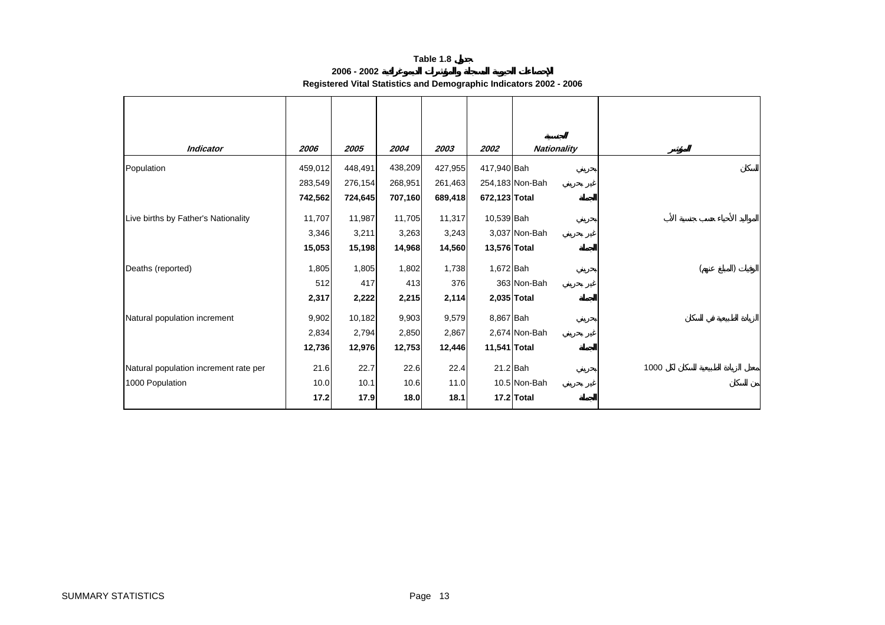**Table 1.8 جدول**

**الإحصاءات الحيوية المسجلة والمؤشرات الديموغرافية 2002 - 2006**

**Registered Vital Statistics and Demographic Indicators 2002 - 2006**

| *Indicator* | *2006* | *2005* | *2004* | *2003* | *2002* | *Nationality* | الجنسية | المؤشر |
|---|---|---|---|---|---|---|---|---|
| Population | 459,012 | 448,491 | 438,209 | 427,955 | 417,940 | Bah | بحريني | السكان |
| | 283,549 | 276,154 | 268,951 | 261,463 | 254,183 | Non-Bah | غير بحريني | |
| | **742,562** | **724,645** | **707,160** | **689,418** | **672,123** | **Total** | **الجملة** | |
| Live births by Father's Nationality | 11,707 | 11,987 | 11,705 | 11,317 | 10,539 | Bah | بحريني | المواليد الأحياء حسب جنسية الأب |
| | 3,346 | 3,211 | 3,263 | 3,243 | 3,037 | Non-Bah | غير بحريني | |
| | **15,053** | **15,198** | **14,968** | **14,560** | **13,576** | **Total** | **الجملة** | |
| Deaths (reported) | 1,805 | 1,805 | 1,802 | 1,738 | 1,672 | Bah | بحريني | الوفيات (المبلغ عنهم) |
| | 512 | 417 | 413 | 376 | 363 | Non-Bah | غير بحريني | |
| | **2,317** | **2,222** | **2,215** | **2,114** | **2,035** | **Total** | **الجملة** | |
| Natural population increment | 9,902 | 10,182 | 9,903 | 9,579 | 8,867 | Bah | بحريني | الزيادة الطبيعية في السكان |
| | 2,834 | 2,794 | 2,850 | 2,867 | 2,674 | Non-Bah | غير بحريني | |
| | **12,736** | **12,976** | **12,753** | **12,446** | **11,541** | **Total** | **الجملة** | |
| Natural population increment rate per | 21.6 | 22.7 | 22.6 | 22.4 | 21.2 | Bah | بحريني | معدل الزيادة الطبيعية للسكان لكل 1000 |
| 1000 Population | 10.0 | 10.1 | 10.6 | 11.0 | 10.5 | Non-Bah | غير بحريني | من السكان |
| | **17.2** | **17.9** | **18.0** | **18.1** | **17.2** | **Total** | **الجملة** | |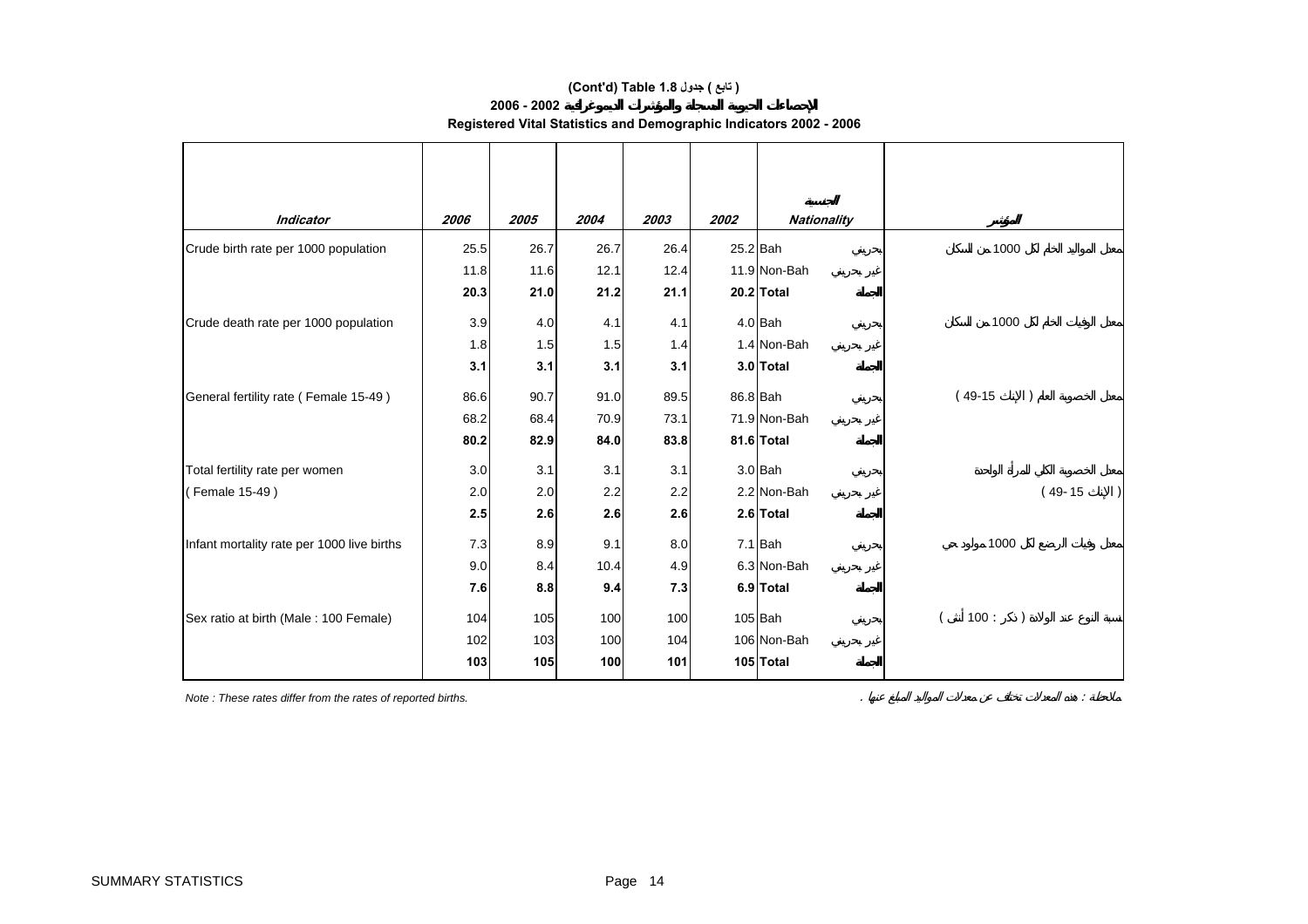**(Cont'd) Table 1.8 جدول ( تابع )**

**2006 - 2002 الإحصاءات الحيوية المسجلة والمؤشرات الديموغرافية**

**Registered Vital Statistics and Demographic Indicators 2002 - 2006**

| *Indicator* | *2006* | *2005* | *2004* | *2003* | *2002* | *Nationality* الجنسية | | المؤشر |
|---|---|---|---|---|---|---|---|---|
| Crude birth rate per 1000 population | 25.5 | 26.7 | 26.7 | 26.4 | 25.2 | Bah | بحريني | معدل المواليد الخام لكل 1000 من السكان |
| | 11.8 | 11.6 | 12.1 | 12.4 | 11.9 | Non-Bah | غير بحريني | |
| | **20.3** | **21.0** | **21.2** | **21.1** | **20.2** | **Total** | **الجملة** | |
| Crude death rate per 1000 population | 3.9 | 4.0 | 4.1 | 4.1 | 4.0 | Bah | بحريني | معدل الوفيات الخام لكل 1000 من السكان |
| | 1.8 | 1.5 | 1.5 | 1.4 | 1.4 | Non-Bah | غير بحريني | |
| | **3.1** | **3.1** | **3.1** | **3.1** | **3.0** | **Total** | **الجملة** | |
| General fertility rate ( Female 15-49 ) | 86.6 | 90.7 | 91.0 | 89.5 | 86.8 | Bah | بحريني | معدل الخصوبة العام ( الإناث 15-49 ) |
| | 68.2 | 68.4 | 70.9 | 73.1 | 71.9 | Non-Bah | غير بحريني | |
| | **80.2** | **82.9** | **84.0** | **83.8** | **81.6** | **Total** | **الجملة** | |
| Total fertility rate per women | 3.0 | 3.1 | 3.1 | 3.1 | 3.0 | Bah | بحريني | معدل الخصوبة الكلي للمرأة الواحدة |
| ( Female 15-49 ) | 2.0 | 2.0 | 2.2 | 2.2 | 2.2 | Non-Bah | غير بحريني | ( الإناث 15- 49 ) |
| | **2.5** | **2.6** | **2.6** | **2.6** | **2.6** | **Total** | **الجملة** | |
| Infant mortality rate per 1000 live births | 7.3 | 8.9 | 9.1 | 8.0 | 7.1 | Bah | بحريني | معدل وفيات الرضع لكل 1000 مولود حي |
| | 9.0 | 8.4 | 10.4 | 4.9 | 6.3 | Non-Bah | غير بحريني | |
| | **7.6** | **8.8** | **9.4** | **7.3** | **6.9** | **Total** | **الجملة** | |
| Sex ratio at birth (Male : 100 Female) | 104 | 105 | 100 | 100 | 105 | Bah | بحريني | نسبة النوع عند الولادة ( ذكر : 100 أنثى ) |
| | 102 | 103 | 100 | 104 | 106 | Non-Bah | غير بحريني | |
| | **103** | **105** | **100** | **101** | **105** | **Total** | **الجملة** | |

*Note : These rates differ from the rates of reported births.*

ملاحظة : هذه المعدلات تختلف عن معدلات المواليد المبلغ عنها .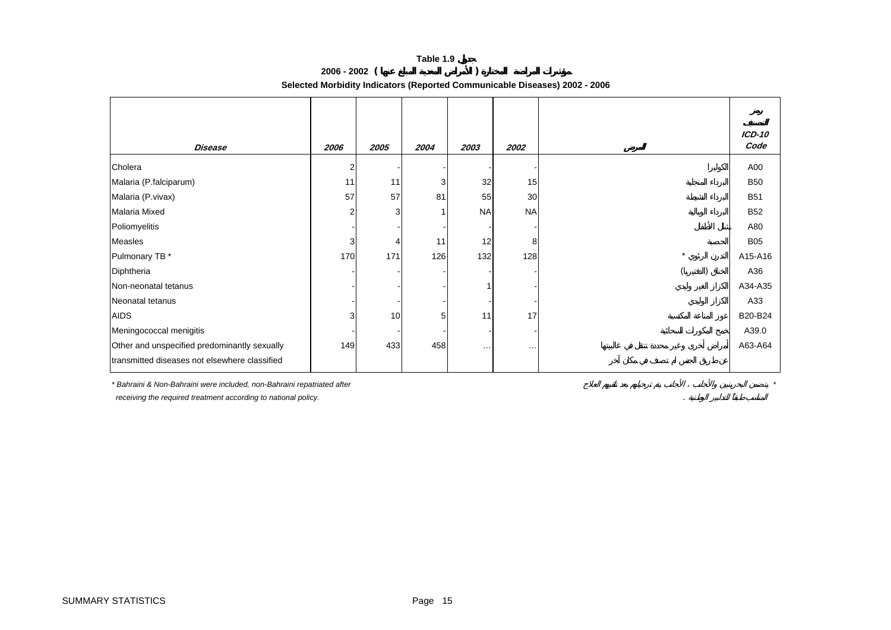**Table 1.9 جدول**

**2006 - 2002 ( الأمراض المعدية المبلغ عنها ) مؤشرات المراضة المختارة**

**Selected Morbidity Indicators (Reported Communicable Diseases) 2002 - 2006**

| *Disease* | *2006* | *2005* | *2004* | *2003* | *2002* | المرض | رمز التصنيف *ICD-10 Code* |
|---|---|---|---|---|---|---|---|
| Cholera | 2 | - | - | - | - | الكوليرا | A00 |
| Malaria (P.falciparum) | 11 | 11 | 3 | 32 | 15 | البرداء المنجلية | B50 |
| Malaria (P.vivax) | 57 | 57 | 81 | 55 | 30 | البرداء النشيطة | B51 |
| Malaria Mixed | 2 | 3 | 1 | NA | NA | البرداء الوبالية | B52 |
| Poliomyelitis | - | - | - | - | - | شلل الأطفال | A80 |
| Measles | 3 | 4 | 11 | 12 | 8 | الحصبة | B05 |
| Pulmonary TB * | 170 | 171 | 126 | 132 | 128 | التدرن الرئوي * | A15-A16 |
| Diphtheria | - | - | - | - | - | الخناق (الدفتيريا) | A36 |
| Non-neonatal tetanus | - | - | - | 1 | - | الكزاز الغير وليدي | A34-A35 |
| Neonatal tetanus | - | - | - | - | - | الكزاز الوليدي | A33 |
| AIDS | 3 | 10 | 5 | 11 | 17 | عوز المناعة المكتسبة | B20-B24 |
| Meningococcal menigitis | - | - | - | - | - | خمج المكورات السحائية | A39.0 |
| Other and unspecified predominantly sexually transmitted diseases not elsewhere classified | 149 | 433 | 458 | … | … | أمراض أخرى وغير محددة تنتقل في غالبيتها عن طريق الجنس لم تصنف في مكان آخر | A63-A64 |

*\* Bahraini & Non-Bahraini were included, non-Bahraini repatriated after receiving the required treatment according to national policy.*

*\* يتضمن البحرينيين والأجانب ، الأجانب يتم ترحيلهم بعد تلقيهم العلاج المناسب طبقاً للتدابير الوطنية .*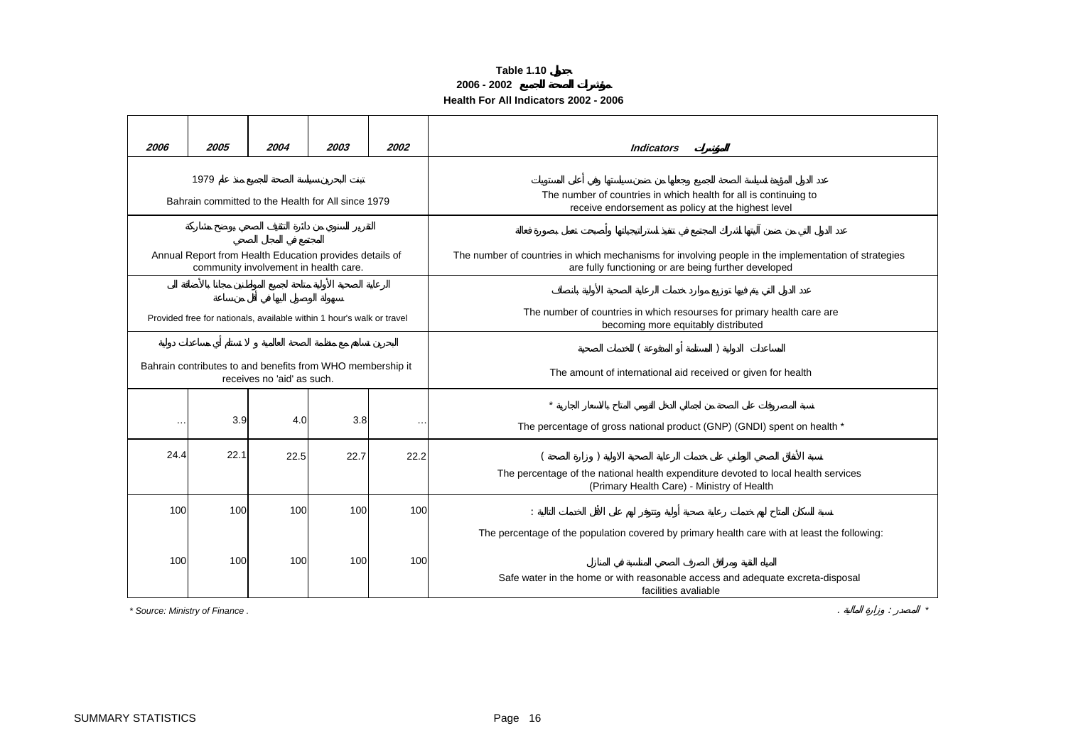**Table 1.10 جدول**

**2006 - 2002 مؤشرات الصحة للجميع**

**Health For All Indicators 2002 - 2006**

| 2006 | 2005 | 2004 | 2003 | 2002 | Indicators المؤشرات |
|---|---|---|---|---|---|
| تبنت البحرين سياسة الصحة للجميع منذ عام 1979<br>Bahrain committed to the Health for All since 1979 | | | | | عدد الدول المؤيدة لسياسة الصحة للجميع وجعلها من ضمن سياساتها وفي أعلى المستويات<br>The number of countries in which health for all is continuing to receive endorsement as policy at the highest level |
| التقرير السنوي من دائرة التثقيف الصحي يوضح مشاركة المجتمع في المجال الصحي<br>Annual Report from Health Education provides details of community involvement in health care. | | | | | عدد الدول التي من ضمن آليتها اشتراك المجتمع في تنفيذ استراتيجياتها وأصبحت تعمل بصورة فعالة<br>The number of countries in which mechanisms for involving people in the implementation of strategies are fully functioning or are being further developed |
| الرعاية الصحية الأولية متاحة لجميع المواطنين مجانا بالأضافة الى سهولة الوصول اليها في أقل من ساعة<br>Provided free for nationals, available within 1 hour's walk or travel | | | | | عدد الدول التي يتم فيها توزيع موارد خدمات الرعاية الصحية الأولية بانصاف<br>The number of countries in which resourses for primary health care are becoming more equitably distributed |
| البحرين تساهم مع منظمة الصحة العالمية و لا تستلم أي مساعدات دولية<br>Bahrain contributes to and benefits from WHO membership it receives no 'aid' as such. | | | | | المساعدات الدولية ( المستلمة أو المدفوعة ) للخدمات الصحية<br>The amount of international aid received or given for health |
| … | 3.9 | 4.0 | 3.8 | … | نسبة المصروفات على الصحة من اجمالي الدخل القومي المتاح بالاسعار الجارية *<br>The percentage of gross national product (GNP) (GNDI) spent on health * |
| 24.4 | 22.1 | 22.5 | 22.7 | 22.2 | نسبة الأنفاق الصحي الوطني على خدمات الرعاية الصحية الاولية ( وزارة الصحة )<br>The percentage of the national health expenditure devoted to local health services (Primary Health Care) - Ministry of Health |
| 100 | 100 | 100 | 100 | 100 | نسبة السكان المتاح لهم خدمات رعاية صحية أولية وتتوفر لهم على الأقل الخدمات التالية :<br>The percentage of the population covered by primary health care with at least the following: |
| 100 | 100 | 100 | 100 | 100 | المياه النقية ومرافق الصرف الصحي المناسبة في المنازل<br>Safe water in the home or with reasonable access and adequate excreta-disposal facilities avaliable |

*\* Source: Ministry of Finance .*

*\* المصدر : وزارة المالية .*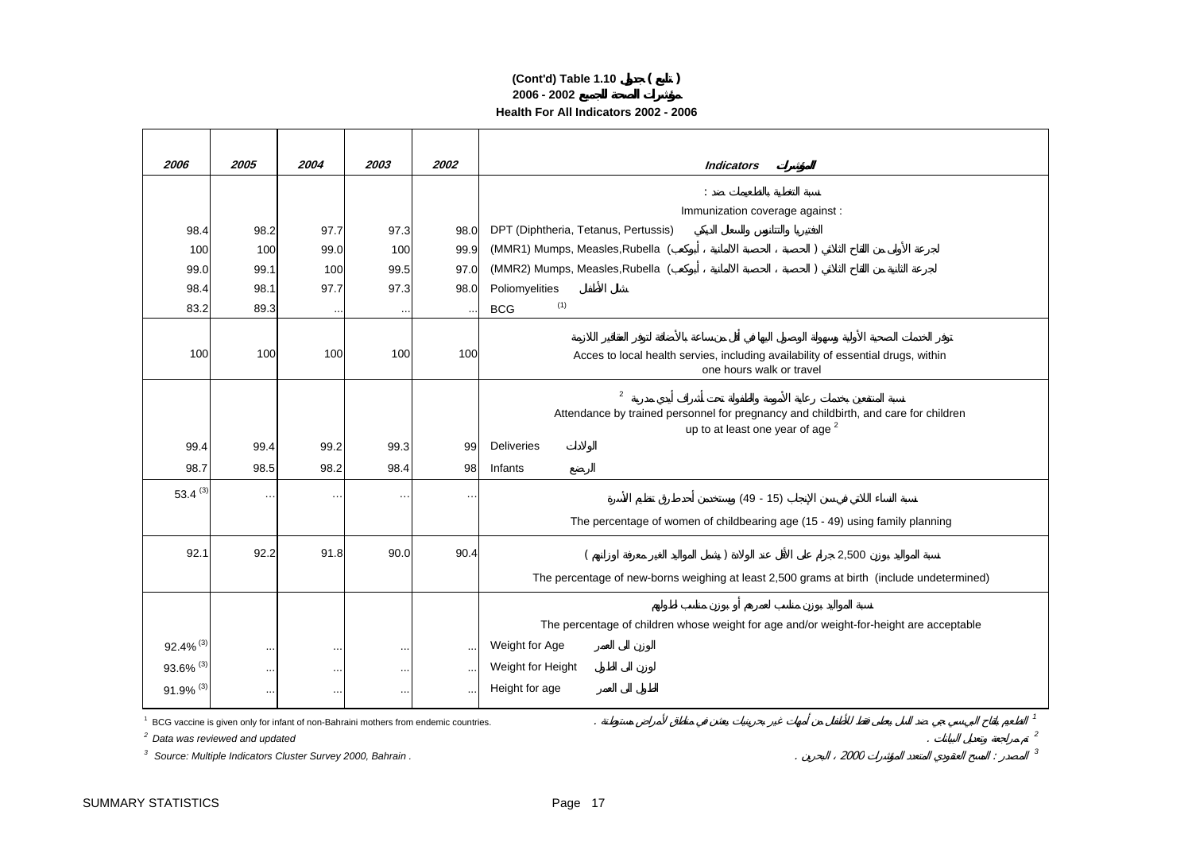**(Cont'd) Table 1.10 جدول ( تابع )**

**2006 - 2002 مؤشرات الصحة للجميع**

**Health For All Indicators 2002 - 2006**

| *2006* | *2005* | *2004* | *2003* | *2002* | *Indicators المؤشرات* |
|---|---|---|---|---|---|
| | | | | | نسبة التغطية بالتطعيمات ضد : Immunization coverage against : |
| 98.4 | 98.2 | 97.7 | 97.3 | 98.0 | DPT (Diphtheria, Tetanus, Pertussis) الدفتيريا والتتانوس والسعال الديكي |
| 100 | 100 | 99.0 | 100 | 99.9 | (MMR1) Mumps, Measles,Rubella الجرعة الأولى من اللقاح الثلاثي ( الحصبة ، الحصبة الالمانية ، أبوكعب) |
| 99.0 | 99.1 | 100 | 99.5 | 97.0 | (MMR2) Mumps, Measles,Rubella الجرعة الثانية من اللقاح الثلاثي ( الحصبة ، الحصبة الالمانية ، أبوكعب) |
| 98.4 | 98.1 | 97.7 | 97.3 | 98.0 | Poliomyelities شلل الأطفال |
| 83.2 | 89.3 | ... | ... | ... | BCG [(1)] |
| 100 | 100 | 100 | 100 | 100 | توفر الخدمات الصحية الأولية وسهولة الوصول اليها في أقل من ساعة بالأضافة لتوفر العقاقير اللازمة Acces to local health servies, including availability of essential drugs, within one hours walk or travel |
| | | | | | نسبة المنتفعين بخدمات رعاية الأمومة والطفولة تحت أشراف أيدي مدربة [2] Attendance by trained personnel for pregnancy and childbirth, and care for children up to at least one year of age [2] |
| 99.4 | 99.4 | 99.2 | 99.3 | 99 | Deliveries الولادات |
| 98.7 | 98.5 | 98.2 | 98.4 | 98 | Infants الرضع |
| 53.4 [(3)] | ... | ... | ... | ... | نسبة النساء اللاتي في سن الإنجاب (15 - 49) ويستخدمن أحد طرق تنظيم الأسرة The percentage of women of childbearing age (15 - 49) using family planning |
| 92.1 | 92.2 | 91.8 | 90.0 | 90.4 | نسبة المواليد بوزن 2,500 جرام على الأقل عند الولادة ( يشمل المواليد الغير معروفة اوزانهم ) The percentage of new-borns weighing at least 2,500 grams at birth (include undetermined) |
| | | | | | نسبة المواليد بوزن مناسب لعمرهم أو بوزن مناسب لطولهم The percentage of children whose weight for age and/or weight-for-height are acceptable |
| 92.4% [(3)] | ... | ... | ... | ... | Weight for Age الوزن الى العمر |
| 93.6% [(3)] | ... | ... | ... | ... | Weight for Height الوزن الى الطول |
| 91.9% [(3)] | ... | ... | ... | ... | Height for age الطول الى العمر |

[1] BCG vaccine is given only for infant of non-Bahraini mothers from endemic countries. / [1] التطعيم بلقاح البي سي جي ضد السل يعطى فقط للأطفال من أمهات غير بحرينيات يعشن في مناطق لأمراض مستوطنة .

[2] *Data was reviewed and updated* / [2] تم مراجعة وتعديل البيانات .

[3] *Source: Multiple Indicators Cluster Survey 2000, Bahrain .* / [3] المصدر : المسح العنقودي المتعدد المؤشرات 2000 ، البحرين .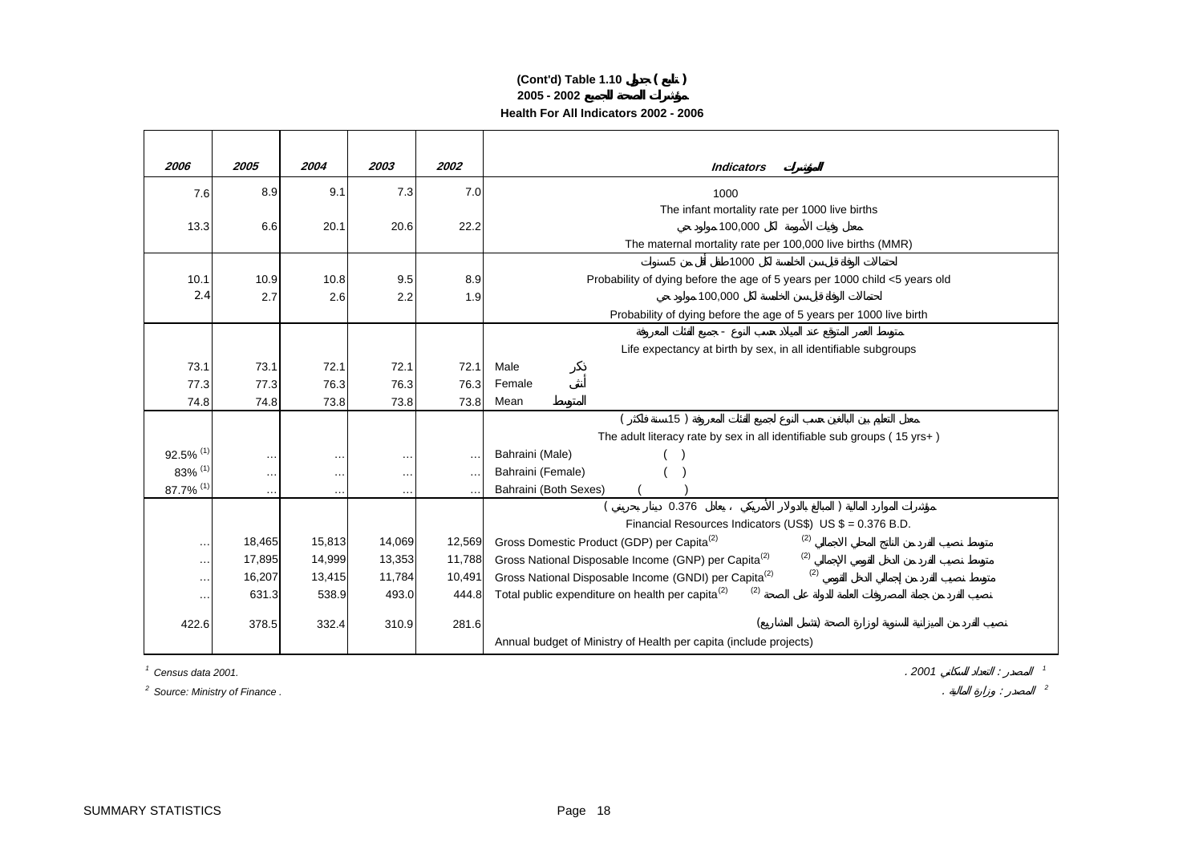**(Cont'd) Table 1.10 جدول ( تابع )**

**2005 - 2002 مؤشرات الصحة للجميع**

**Health For All Indicators 2002 - 2006**

| 2006 | 2005 | 2004 | 2003 | 2002 | Indicators المؤشرات |
|---|---|---|---|---|---|
| 7.6 | 8.9 | 9.1 | 7.3 | 7.0 | 1000 / The infant mortality rate per 1000 live births |
| 13.3 | 6.6 | 20.1 | 20.6 | 22.2 | معدل وفيات الأمومة لكل 100,000 مولود حي / The maternal mortality rate per 100,000 live births (MMR) |
| | | | | | لاحتمالات الوفاة قبل سن الخامسة لكل 1000 طفل أقل من 5 سنوات |
| 10.1 | 10.9 | 10.8 | 9.5 | 8.9 | Probability of dying before the age of 5 years per 1000 child <5 years old |
| | | | | | لاحتمالات الوفاة قبل سن الخامسة لكل 100,000 مولود حي |
| 2.4 | 2.7 | 2.6 | 2.2 | 1.9 | Probability of dying before the age of 5 years per 1000 live birth |
| | | | | | متوسط العمر المتوقع عند الميلاد حسب النوع - جميع الفئات المعروفة |
| | | | | | Life expectancy at birth by sex, in all identifiable subgroups |
| 73.1 | 73.1 | 72.1 | 72.1 | 72.1 | Male ذكر |
| 77.3 | 77.3 | 76.3 | 76.3 | 76.3 | Female أنثى |
| 74.8 | 74.8 | 73.8 | 73.8 | 73.8 | Mean المتوسط |
| | | | | | معدل التعليم بين البالغين حسب النوع لجميع الفئات المعروفة ( 15 سنة فأكثر ) |
| | | | | | The adult literacy rate by sex in all identifiable sub groups ( 15 yrs+ ) |
| 92.5% (1) | … | … | … | … | Bahraini (Male) ( ) |
| 83% (1) | … | … | … | … | Bahraini (Female) ( ) |
| 87.7% (1) | … | … | … | … | Bahraini (Both Sexes) ( ) |
| | | | | | مؤشرات الموارد المالية ( المبالغ بالدولار الأمريكي ، يعادل 0.376 دينار بحريني ) |
| | | | | | Financial Resources Indicators (US$) US $ = 0.376 B.D. |
| … | 18,465 | 15,813 | 14,069 | 12,569 | Gross Domestic Product (GDP) per Capita (2) متوسط نصيب الفرد من الناتج المحلي الاجمالي (2) |
| … | 17,895 | 14,999 | 13,353 | 11,788 | Gross National Disposable Income (GNP) per Capita (2) متوسط نصيب الفرد من الدخل القومي الإجمالي (2) |
| … | 16,207 | 13,415 | 11,784 | 10,491 | Gross National Disposable Income (GNDI) per Capita (2) متوسط نصيب الفرد من إجمالي الدخل القومي (2) |
| … | 631.3 | 538.9 | 493.0 | 444.8 | Total public expenditure on health per capita (2) نصيب الفرد من جملة المصروفات العامة للدولة على الصحة (2) |
| 422.6 | 378.5 | 332.4 | 310.9 | 281.6 | نصيب الفرد من الميزانية السنوية لوزارة الصحة (تشمل المشاريع) / Annual budget of Ministry of Health per capita (include projects) |

[1] Census data 2001. — [1] المصدر : التعداد السكاني 2001 .

[2] Source: Ministry of Finance . — [2] المصدر : وزارة المالية .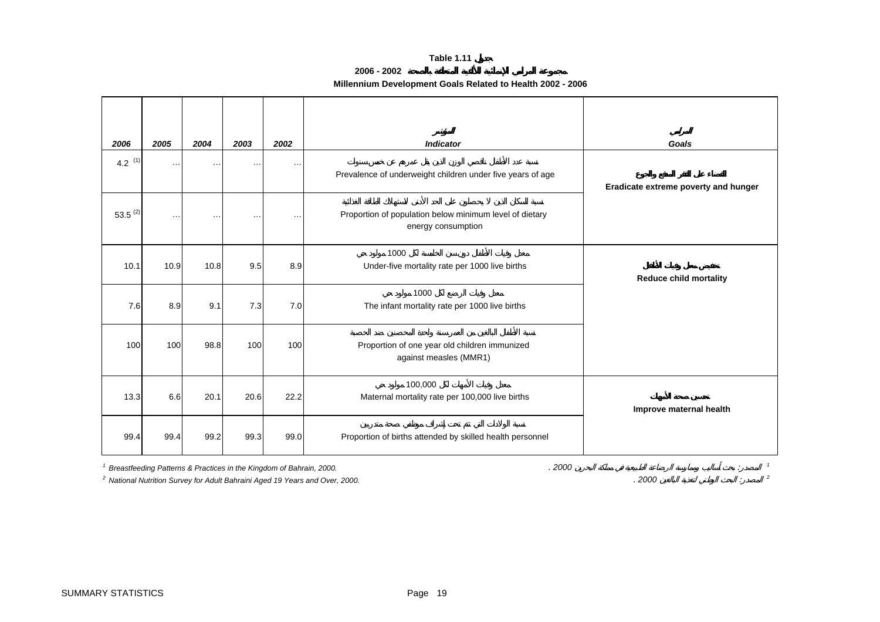**Table 1.11 جدول**

**2006 - 2002 مجموعة المرامي الإنمائية للألفية المتعلقة بالصحة**

**Millennium Development Goals Related to Health 2002 - 2006**

| 2006 | 2005 | 2004 | 2003 | 2002 | المؤشر *Indicator* | المرامي *Goals* |
|---|---|---|---|---|---|---|
| 4.2 [(1)] | … | … | … | … | نسبة عدد الأطفال ناقصي الوزن الذين يقل عمرهم عن خمس سنوات Prevalence of underweight children under five years of age | القضاء على الفقر المدقع والجوع **Eradicate extreme poverty and hunger** |
| 53.5 [(2)] | … | … | … | … | نسبة السكان الذين لا يحصلون على الحد الأدنى لاستهلاك الطاقة الغذائية Proportion of population below minimum level of dietary energy consumption | |
| 10.1 | 10.9 | 10.8 | 9.5 | 8.9 | معدل وفيات الأطفال دون سن الخامسة لكل 1000 مولود حي Under-five mortality rate per 1000 live births | تخفيض معدل وفيات الأطفال **Reduce child mortality** |
| 7.6 | 8.9 | 9.1 | 7.3 | 7.0 | معدل وفيات الرضع لكل 1000 مولود حي The infant mortality rate per 1000 live births | |
| 100 | 100 | 98.8 | 100 | 100 | نسبة الأطفال البالغين من العمر سنة واحدة المحصنين ضد الحصبة Proportion of one year old children immunized against measles (MMR1) | |
| 13.3 | 6.6 | 20.1 | 20.6 | 22.2 | معدل وفيات الأمهات لكل 100,000 مولود حي Maternal mortality rate per 100,000 live births | تحسين صحة الأمهات **Improve maternal health** |
| 99.4 | 99.4 | 99.2 | 99.3 | 99.0 | نسبة الولادات التي تتم تحت إشراف موظفي صحة متدربين Proportion of births attended by skilled health personnel | |

[1] *Breastfeeding Patterns & Practices in the Kingdom of Bahrain, 2000.*

[2] *National Nutrition Survey for Adult Bahraini Aged 19 Years and Over, 2000.*

[1] *المصدر: بحث أساليب وممارسة الرضاعة الطبيعية في مملكة البحرين 2000 .*

[2] *المصدر: البحث الوطني لتغذية البالغين 2000 .*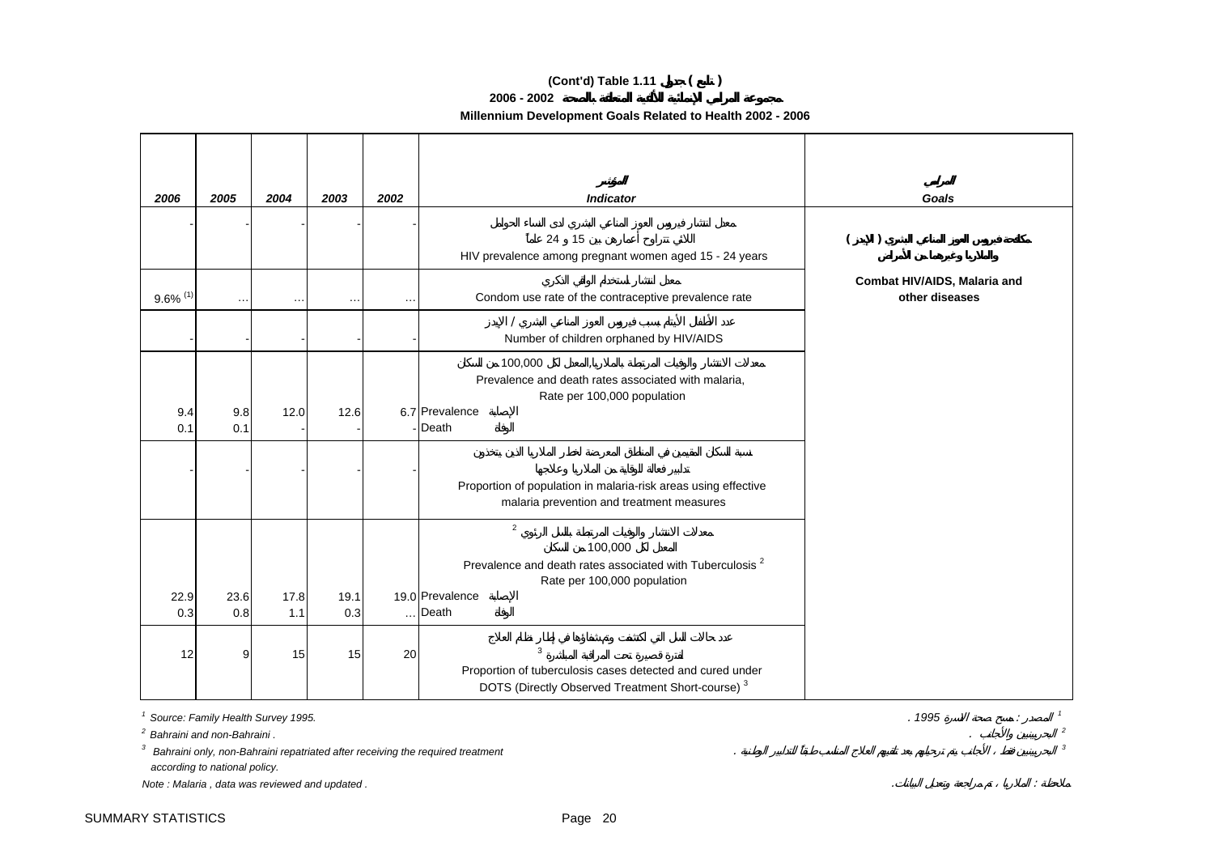**(Cont'd) Table 1.11 جدول ( تابع )**

**مجموعة المرامي الإنمائية للألفية المتعلقة بالصحة 2002 - 2006**

**Millennium Development Goals Related to Health 2002 - 2006**

| 2006 | 2005 | 2004 | 2003 | 2002 | المؤشر<br>Indicator | المرامي<br>Goals |
|---|---|---|---|---|---|---|
| - | - | - | - | - | معدل انتشار فيروس العوز المناعي البشري لدى النساء الحوامل اللاتي تتراوح أعمارهن بين 15 و 24 عاماً<br>HIV prevalence among pregnant women aged 15 - 24 years | مكافحة فيروس العوز المناعي البشري ( الإيدز ) والملاريا وغيرهما من الأمراض<br>Combat HIV/AIDS, Malaria and other diseases |
| 9.6% [1] | … | … | … | … | معدل انتشار استخدام الواقي الذكري<br>Condom use rate of the contraceptive prevalence rate | |
| - | - | - | - | - | عدد الأطفال الأيتام بسبب فيروس العوز المناعي البشري / الإيدز<br>Number of children orphaned by HIV/AIDS | |
| | | | | | معدلات الانتشار والوفيات المرتبطة بالملاريا,المعدل لكل 100,000 من السكان<br>Prevalence and death rates associated with malaria, Rate per 100,000 population | |
| 9.4 | 9.8 | 12.0 | 12.6 | 6.7 | Prevalence الإصابة | |
| 0.1 | 0.1 | - | - | - | Death الوفاة | |
| - | - | - | - | - | نسبة السكان المقيمين في المناطق المعرضة لخطر الملاريا الذين يتخذون تدابير فعالة للوقاية من الملاريا وعلاجها<br>Proportion of population in malaria-risk areas using effective malaria prevention and treatment measures | |
| | | | | | معدلات الانتشار والوفيات المرتبطة بالسل الرئوي [2] المعدل لكل 100,000 من السكان<br>Prevalence and death rates associated with Tuberculosis [2] Rate per 100,000 population | |
| 22.9 | 23.6 | 17.8 | 19.1 | 19.0 | Prevalence الإصابة | |
| 0.3 | 0.8 | 1.1 | 0.3 | … | Death الوفاة | |
| 12 | 9 | 15 | 15 | 20 | عدد حالات السل التي اكتشفت وتم شفاؤها في إطار نظام العلاج لفترة قصيرة تحت المراقبة المباشرة [3]<br>Proportion of tuberculosis cases detected and cured under DOTS (Directly Observed Treatment Short-course) [3] | |

[1] Source: Family Health Survey 1995. — المصدر : مسح صحة الأسرة 1995 .

[2] Bahraini and non-Bahraini . — البحرينيين والأجانب .

[3] Bahraini only, non-Bahraini repatriated after receiving the required treatment according to national policy. — البحرينيين فقط ، الأجانب يتم ترحيلهم بعد تلقيهم العلاج المناسب طبقاً للتدابير الوطنية .

Note : Malaria , data was reviewed and updated . — ملاحظة : الملاريا ، تم مراجعة وتعديل البيانات.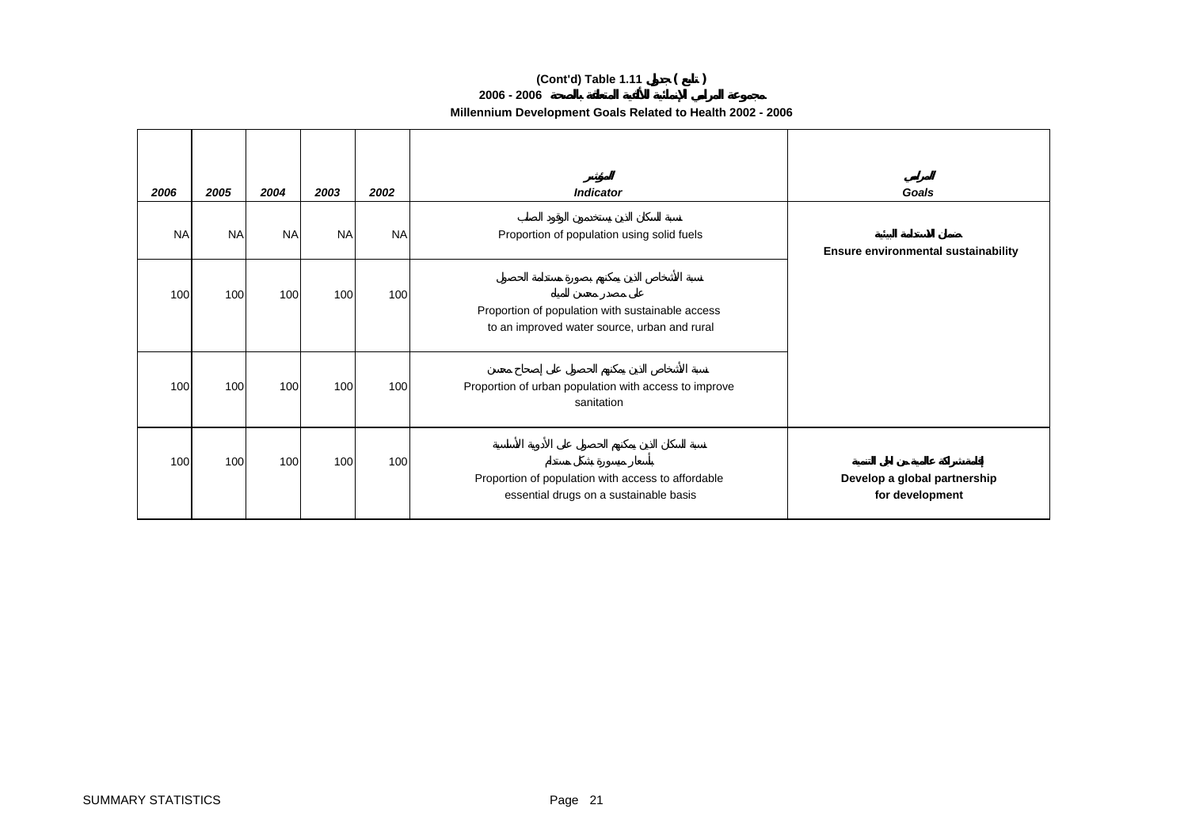# (Cont'd) Table 1.11 جدول ( تابع )

## 2006 - 2006 مجموعة المرامي الإنمائية للألفية المتعلقة بالصحة

## Millennium Development Goals Related to Health 2002 - 2006

| 2006 | 2005 | 2004 | 2003 | 2002 | المؤشر<br>*Indicator* | المرامي<br>*Goals* |
|---|---|---|---|---|---|---|
| NA | NA | NA | NA | NA | نسبة السكان الذين يستخدمون الوقود الصلب<br>Proportion of population using solid fuels | ضمان الاستدامة البيئية<br>**Ensure environmental sustainability** |
| 100 | 100 | 100 | 100 | 100 | نسبة الأشخاص الذين يمكنهم بصورة مستدامة الحصول على مصدر محسن للمياه<br>Proportion of population with sustainable access to an improved water source, urban and rural | |
| 100 | 100 | 100 | 100 | 100 | نسبة الأشخاص الذين يمكنهم الحصول على إصحاح محسن<br>Proportion of urban population with access to improve sanitation | |
| 100 | 100 | 100 | 100 | 100 | نسبة السكان الذين يمكنهم الحصول على الأدوية الأساسية بأسعار ميسورة بشكل مستدام<br>Proportion of population with access to affordable essential drugs on a sustainable basis | إقامة شراكة عالمية من أجل التنمية<br>**Develop a global partnership for development** |

SUMMARY STATISTICS